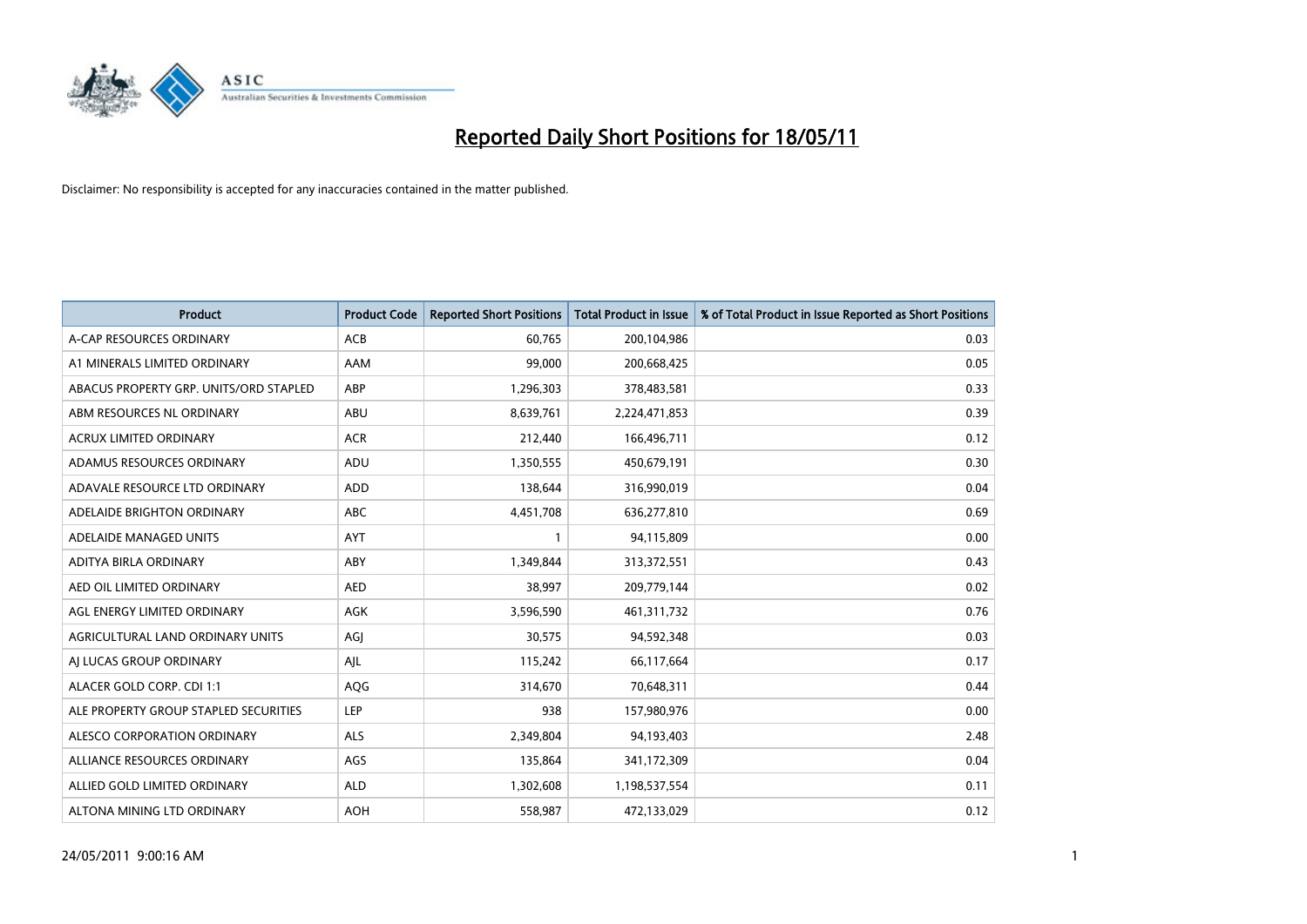# Reported Daily Short Positions for 18/05/11

Disclaimer: No responsibility is accepted for any inaccuracies contained in the matter published.

| Product | Product Code | Reported Short Positions | Total Product in Issue | % of Total Product in Issue Reported as Short Positions |
|---|---|---|---|---|
| A-CAP RESOURCES ORDINARY | ACB | 60,765 | 200,104,986 | 0.03 |
| A1 MINERALS LIMITED ORDINARY | AAM | 99,000 | 200,668,425 | 0.05 |
| ABACUS PROPERTY GRP. UNITS/ORD STAPLED | ABP | 1,296,303 | 378,483,581 | 0.33 |
| ABM RESOURCES NL ORDINARY | ABU | 8,639,761 | 2,224,471,853 | 0.39 |
| ACRUX LIMITED ORDINARY | ACR | 212,440 | 166,496,711 | 0.12 |
| ADAMUS RESOURCES ORDINARY | ADU | 1,350,555 | 450,679,191 | 0.30 |
| ADAVALE RESOURCE LTD ORDINARY | ADD | 138,644 | 316,990,019 | 0.04 |
| ADELAIDE BRIGHTON ORDINARY | ABC | 4,451,708 | 636,277,810 | 0.69 |
| ADELAIDE MANAGED UNITS | AYT | 1 | 94,115,809 | 0.00 |
| ADITYA BIRLA ORDINARY | ABY | 1,349,844 | 313,372,551 | 0.43 |
| AED OIL LIMITED ORDINARY | AED | 38,997 | 209,779,144 | 0.02 |
| AGL ENERGY LIMITED ORDINARY | AGK | 3,596,590 | 461,311,732 | 0.76 |
| AGRICULTURAL LAND ORDINARY UNITS | AGJ | 30,575 | 94,592,348 | 0.03 |
| AJ LUCAS GROUP ORDINARY | AJL | 115,242 | 66,117,664 | 0.17 |
| ALACER GOLD CORP. CDI 1:1 | AQG | 314,670 | 70,648,311 | 0.44 |
| ALE PROPERTY GROUP STAPLED SECURITIES | LEP | 938 | 157,980,976 | 0.00 |
| ALESCO CORPORATION ORDINARY | ALS | 2,349,804 | 94,193,403 | 2.48 |
| ALLIANCE RESOURCES ORDINARY | AGS | 135,864 | 341,172,309 | 0.04 |
| ALLIED GOLD LIMITED ORDINARY | ALD | 1,302,608 | 1,198,537,554 | 0.11 |
| ALTONA MINING LTD ORDINARY | AOH | 558,987 | 472,133,029 | 0.12 |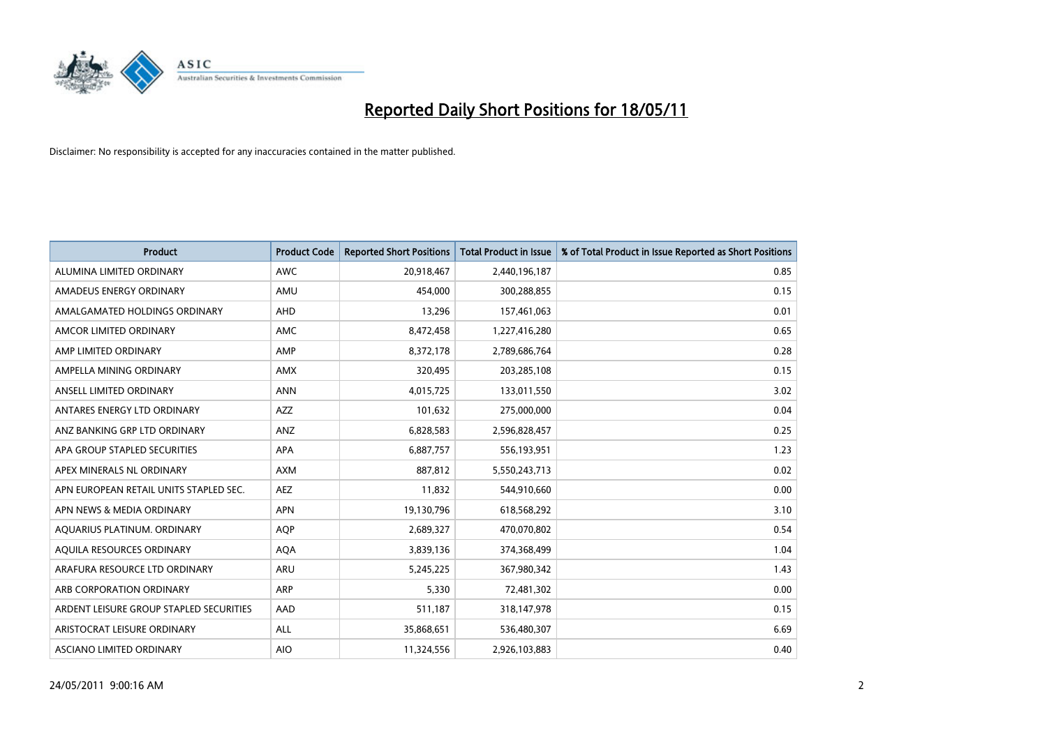# Reported Daily Short Positions for 18/05/11

Disclaimer: No responsibility is accepted for any inaccuracies contained in the matter published.

| Product | Product Code | Reported Short Positions | Total Product in Issue | % of Total Product in Issue Reported as Short Positions |
|---|---|---|---|---|
| ALUMINA LIMITED ORDINARY | AWC | 20,918,467 | 2,440,196,187 | 0.85 |
| AMADEUS ENERGY ORDINARY | AMU | 454,000 | 300,288,855 | 0.15 |
| AMALGAMATED HOLDINGS ORDINARY | AHD | 13,296 | 157,461,063 | 0.01 |
| AMCOR LIMITED ORDINARY | AMC | 8,472,458 | 1,227,416,280 | 0.65 |
| AMP LIMITED ORDINARY | AMP | 8,372,178 | 2,789,686,764 | 0.28 |
| AMPELLA MINING ORDINARY | AMX | 320,495 | 203,285,108 | 0.15 |
| ANSELL LIMITED ORDINARY | ANN | 4,015,725 | 133,011,550 | 3.02 |
| ANTARES ENERGY LTD ORDINARY | AZZ | 101,632 | 275,000,000 | 0.04 |
| ANZ BANKING GRP LTD ORDINARY | ANZ | 6,828,583 | 2,596,828,457 | 0.25 |
| APA GROUP STAPLED SECURITIES | APA | 6,887,757 | 556,193,951 | 1.23 |
| APEX MINERALS NL ORDINARY | AXM | 887,812 | 5,550,243,713 | 0.02 |
| APN EUROPEAN RETAIL UNITS STAPLED SEC. | AEZ | 11,832 | 544,910,660 | 0.00 |
| APN NEWS & MEDIA ORDINARY | APN | 19,130,796 | 618,568,292 | 3.10 |
| AQUARIUS PLATINUM. ORDINARY | AQP | 2,689,327 | 470,070,802 | 0.54 |
| AQUILA RESOURCES ORDINARY | AQA | 3,839,136 | 374,368,499 | 1.04 |
| ARAFURA RESOURCE LTD ORDINARY | ARU | 5,245,225 | 367,980,342 | 1.43 |
| ARB CORPORATION ORDINARY | ARP | 5,330 | 72,481,302 | 0.00 |
| ARDENT LEISURE GROUP STAPLED SECURITIES | AAD | 511,187 | 318,147,978 | 0.15 |
| ARISTOCRAT LEISURE ORDINARY | ALL | 35,868,651 | 536,480,307 | 6.69 |
| ASCIANO LIMITED ORDINARY | AIO | 11,324,556 | 2,926,103,883 | 0.40 |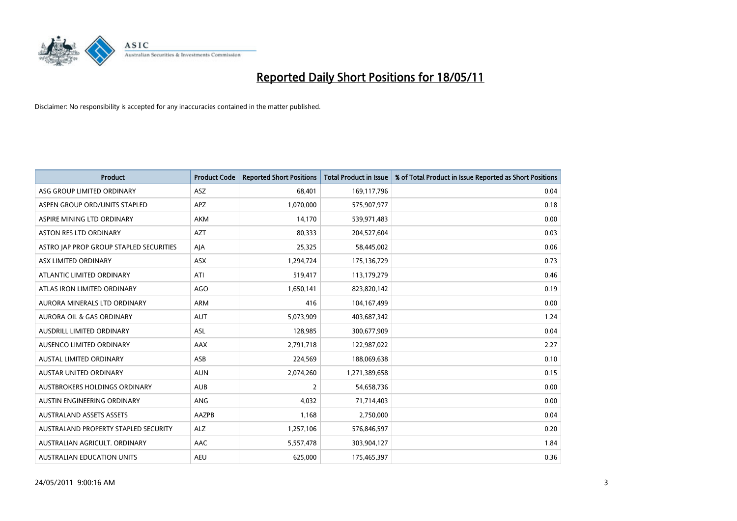# Reported Daily Short Positions for 18/05/11

Disclaimer: No responsibility is accepted for any inaccuracies contained in the matter published.

| Product | Product Code | Reported Short Positions | Total Product in Issue | % of Total Product in Issue Reported as Short Positions |
|---|---|---|---|---|
| ASG GROUP LIMITED ORDINARY | ASZ | 68,401 | 169,117,796 | 0.04 |
| ASPEN GROUP ORD/UNITS STAPLED | APZ | 1,070,000 | 575,907,977 | 0.18 |
| ASPIRE MINING LTD ORDINARY | AKM | 14,170 | 539,971,483 | 0.00 |
| ASTON RES LTD ORDINARY | AZT | 80,333 | 204,527,604 | 0.03 |
| ASTRO JAP PROP GROUP STAPLED SECURITIES | AJA | 25,325 | 58,445,002 | 0.06 |
| ASX LIMITED ORDINARY | ASX | 1,294,724 | 175,136,729 | 0.73 |
| ATLANTIC LIMITED ORDINARY | ATI | 519,417 | 113,179,279 | 0.46 |
| ATLAS IRON LIMITED ORDINARY | AGO | 1,650,141 | 823,820,142 | 0.19 |
| AURORA MINERALS LTD ORDINARY | ARM | 416 | 104,167,499 | 0.00 |
| AURORA OIL & GAS ORDINARY | AUT | 5,073,909 | 403,687,342 | 1.24 |
| AUSDRILL LIMITED ORDINARY | ASL | 128,985 | 300,677,909 | 0.04 |
| AUSENCO LIMITED ORDINARY | AAX | 2,791,718 | 122,987,022 | 2.27 |
| AUSTAL LIMITED ORDINARY | ASB | 224,569 | 188,069,638 | 0.10 |
| AUSTAR UNITED ORDINARY | AUN | 2,074,260 | 1,271,389,658 | 0.15 |
| AUSTBROKERS HOLDINGS ORDINARY | AUB | 2 | 54,658,736 | 0.00 |
| AUSTIN ENGINEERING ORDINARY | ANG | 4,032 | 71,714,403 | 0.00 |
| AUSTRALAND ASSETS ASSETS | AAZPB | 1,168 | 2,750,000 | 0.04 |
| AUSTRALAND PROPERTY STAPLED SECURITY | ALZ | 1,257,106 | 576,846,597 | 0.20 |
| AUSTRALIAN AGRICULT. ORDINARY | AAC | 5,557,478 | 303,904,127 | 1.84 |
| AUSTRALIAN EDUCATION UNITS | AEU | 625,000 | 175,465,397 | 0.36 |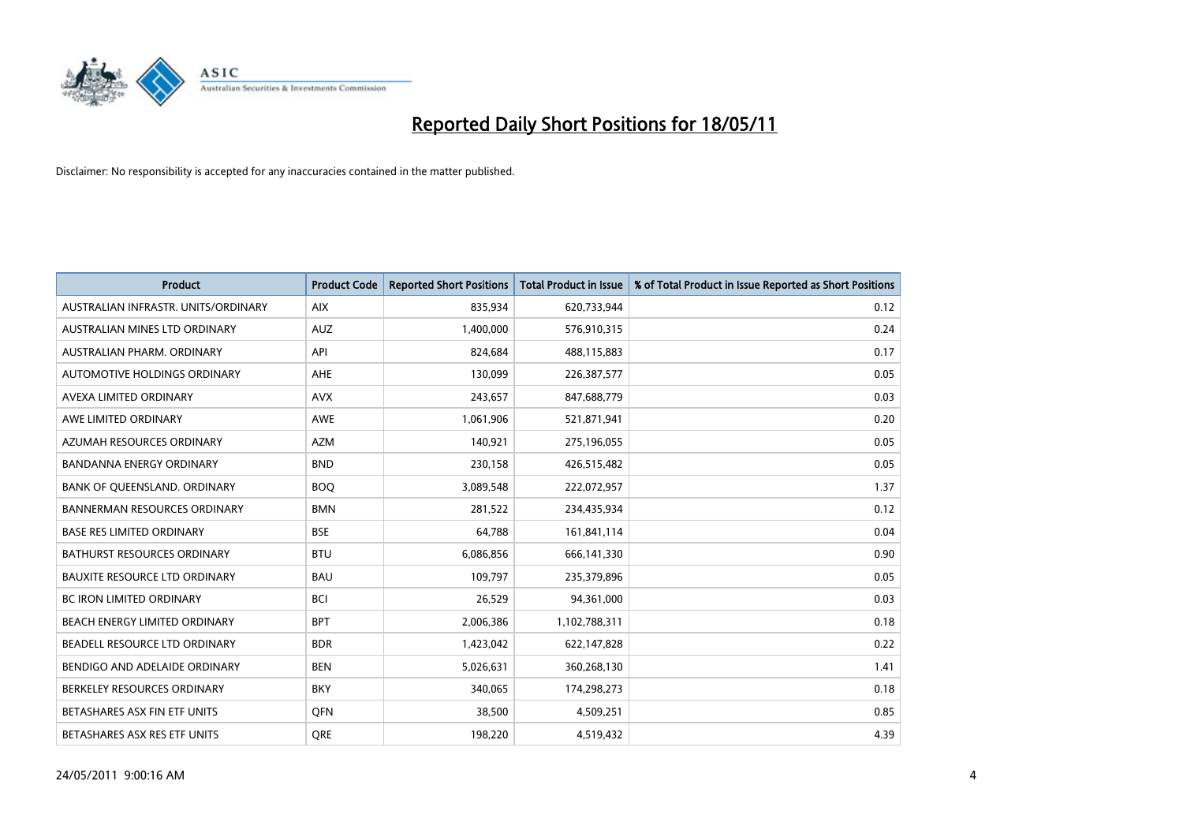# Reported Daily Short Positions for 18/05/11

Disclaimer: No responsibility is accepted for any inaccuracies contained in the matter published.

| Product | Product Code | Reported Short Positions | Total Product in Issue | % of Total Product in Issue Reported as Short Positions |
|---|---|---|---|---|
| AUSTRALIAN INFRASTR. UNITS/ORDINARY | AIX | 835,934 | 620,733,944 | 0.12 |
| AUSTRALIAN MINES LTD ORDINARY | AUZ | 1,400,000 | 576,910,315 | 0.24 |
| AUSTRALIAN PHARM. ORDINARY | API | 824,684 | 488,115,883 | 0.17 |
| AUTOMOTIVE HOLDINGS ORDINARY | AHE | 130,099 | 226,387,577 | 0.05 |
| AVEXA LIMITED ORDINARY | AVX | 243,657 | 847,688,779 | 0.03 |
| AWE LIMITED ORDINARY | AWE | 1,061,906 | 521,871,941 | 0.20 |
| AZUMAH RESOURCES ORDINARY | AZM | 140,921 | 275,196,055 | 0.05 |
| BANDANNA ENERGY ORDINARY | BND | 230,158 | 426,515,482 | 0.05 |
| BANK OF QUEENSLAND. ORDINARY | BOQ | 3,089,548 | 222,072,957 | 1.37 |
| BANNERMAN RESOURCES ORDINARY | BMN | 281,522 | 234,435,934 | 0.12 |
| BASE RES LIMITED ORDINARY | BSE | 64,788 | 161,841,114 | 0.04 |
| BATHURST RESOURCES ORDINARY | BTU | 6,086,856 | 666,141,330 | 0.90 |
| BAUXITE RESOURCE LTD ORDINARY | BAU | 109,797 | 235,379,896 | 0.05 |
| BC IRON LIMITED ORDINARY | BCI | 26,529 | 94,361,000 | 0.03 |
| BEACH ENERGY LIMITED ORDINARY | BPT | 2,006,386 | 1,102,788,311 | 0.18 |
| BEADELL RESOURCE LTD ORDINARY | BDR | 1,423,042 | 622,147,828 | 0.22 |
| BENDIGO AND ADELAIDE ORDINARY | BEN | 5,026,631 | 360,268,130 | 1.41 |
| BERKELEY RESOURCES ORDINARY | BKY | 340,065 | 174,298,273 | 0.18 |
| BETASHARES ASX FIN ETF UNITS | QFN | 38,500 | 4,509,251 | 0.85 |
| BETASHARES ASX RES ETF UNITS | QRE | 198,220 | 4,519,432 | 4.39 |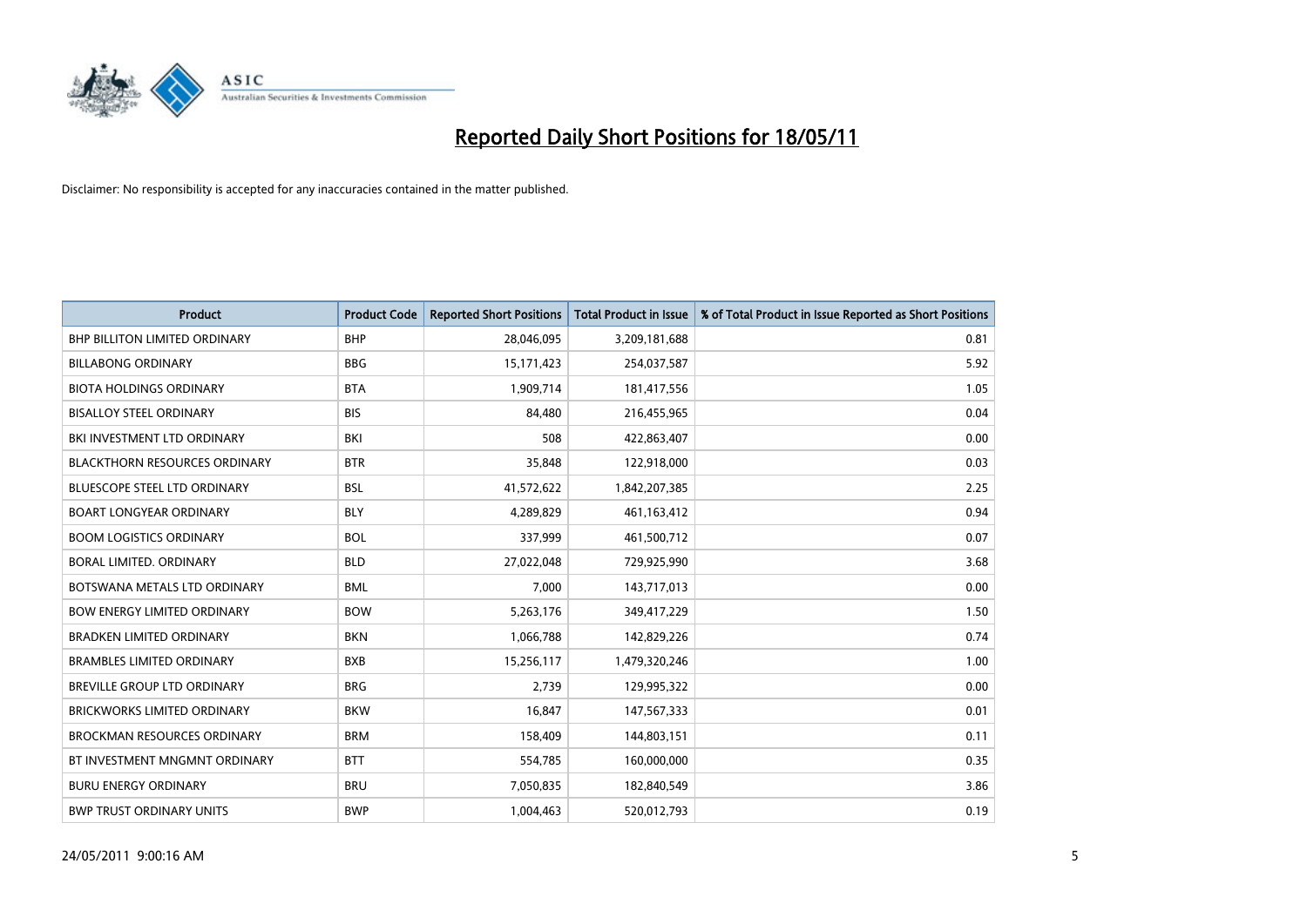# Reported Daily Short Positions for 18/05/11

Disclaimer: No responsibility is accepted for any inaccuracies contained in the matter published.

| Product | Product Code | Reported Short Positions | Total Product in Issue | % of Total Product in Issue Reported as Short Positions |
|---|---|---|---|---|
| BHP BILLITON LIMITED ORDINARY | BHP | 28,046,095 | 3,209,181,688 | 0.81 |
| BILLABONG ORDINARY | BBG | 15,171,423 | 254,037,587 | 5.92 |
| BIOTA HOLDINGS ORDINARY | BTA | 1,909,714 | 181,417,556 | 1.05 |
| BISALLOY STEEL ORDINARY | BIS | 84,480 | 216,455,965 | 0.04 |
| BKI INVESTMENT LTD ORDINARY | BKI | 508 | 422,863,407 | 0.00 |
| BLACKTHORN RESOURCES ORDINARY | BTR | 35,848 | 122,918,000 | 0.03 |
| BLUESCOPE STEEL LTD ORDINARY | BSL | 41,572,622 | 1,842,207,385 | 2.25 |
| BOART LONGYEAR ORDINARY | BLY | 4,289,829 | 461,163,412 | 0.94 |
| BOOM LOGISTICS ORDINARY | BOL | 337,999 | 461,500,712 | 0.07 |
| BORAL LIMITED. ORDINARY | BLD | 27,022,048 | 729,925,990 | 3.68 |
| BOTSWANA METALS LTD ORDINARY | BML | 7,000 | 143,717,013 | 0.00 |
| BOW ENERGY LIMITED ORDINARY | BOW | 5,263,176 | 349,417,229 | 1.50 |
| BRADKEN LIMITED ORDINARY | BKN | 1,066,788 | 142,829,226 | 0.74 |
| BRAMBLES LIMITED ORDINARY | BXB | 15,256,117 | 1,479,320,246 | 1.00 |
| BREVILLE GROUP LTD ORDINARY | BRG | 2,739 | 129,995,322 | 0.00 |
| BRICKWORKS LIMITED ORDINARY | BKW | 16,847 | 147,567,333 | 0.01 |
| BROCKMAN RESOURCES ORDINARY | BRM | 158,409 | 144,803,151 | 0.11 |
| BT INVESTMENT MNGMNT ORDINARY | BTT | 554,785 | 160,000,000 | 0.35 |
| BURU ENERGY ORDINARY | BRU | 7,050,835 | 182,840,549 | 3.86 |
| BWP TRUST ORDINARY UNITS | BWP | 1,004,463 | 520,012,793 | 0.19 |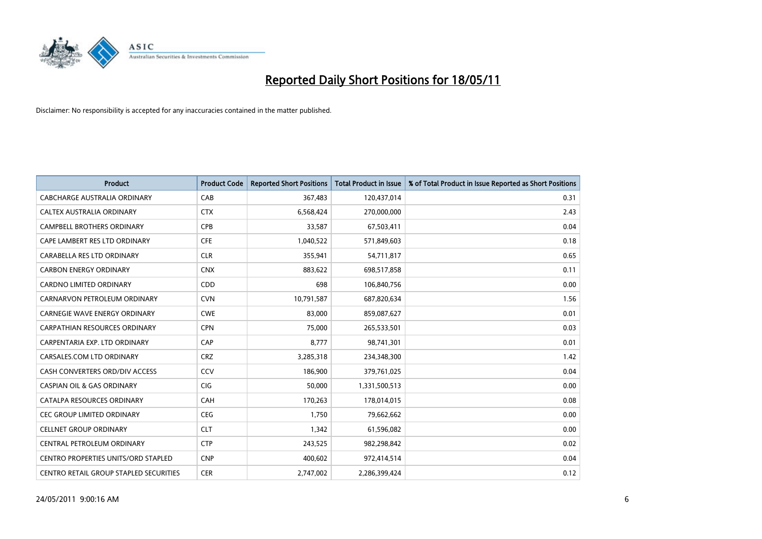# Reported Daily Short Positions for 18/05/11

Disclaimer: No responsibility is accepted for any inaccuracies contained in the matter published.

| Product | Product Code | Reported Short Positions | Total Product in Issue | % of Total Product in Issue Reported as Short Positions |
| --- | --- | --- | --- | --- |
| CABCHARGE AUSTRALIA ORDINARY | CAB | 367,483 | 120,437,014 | 0.31 |
| CALTEX AUSTRALIA ORDINARY | CTX | 6,568,424 | 270,000,000 | 2.43 |
| CAMPBELL BROTHERS ORDINARY | CPB | 33,587 | 67,503,411 | 0.04 |
| CAPE LAMBERT RES LTD ORDINARY | CFE | 1,040,522 | 571,849,603 | 0.18 |
| CARABELLA RES LTD ORDINARY | CLR | 355,941 | 54,711,817 | 0.65 |
| CARBON ENERGY ORDINARY | CNX | 883,622 | 698,517,858 | 0.11 |
| CARDNO LIMITED ORDINARY | CDD | 698 | 106,840,756 | 0.00 |
| CARNARVON PETROLEUM ORDINARY | CVN | 10,791,587 | 687,820,634 | 1.56 |
| CARNEGIE WAVE ENERGY ORDINARY | CWE | 83,000 | 859,087,627 | 0.01 |
| CARPATHIAN RESOURCES ORDINARY | CPN | 75,000 | 265,533,501 | 0.03 |
| CARPENTARIA EXP. LTD ORDINARY | CAP | 8,777 | 98,741,301 | 0.01 |
| CARSALES.COM LTD ORDINARY | CRZ | 3,285,318 | 234,348,300 | 1.42 |
| CASH CONVERTERS ORD/DIV ACCESS | CCV | 186,900 | 379,761,025 | 0.04 |
| CASPIAN OIL & GAS ORDINARY | CIG | 50,000 | 1,331,500,513 | 0.00 |
| CATALPA RESOURCES ORDINARY | CAH | 170,263 | 178,014,015 | 0.08 |
| CEC GROUP LIMITED ORDINARY | CEG | 1,750 | 79,662,662 | 0.00 |
| CELLNET GROUP ORDINARY | CLT | 1,342 | 61,596,082 | 0.00 |
| CENTRAL PETROLEUM ORDINARY | CTP | 243,525 | 982,298,842 | 0.02 |
| CENTRO PROPERTIES UNITS/ORD STAPLED | CNP | 400,602 | 972,414,514 | 0.04 |
| CENTRO RETAIL GROUP STAPLED SECURITIES | CER | 2,747,002 | 2,286,399,424 | 0.12 |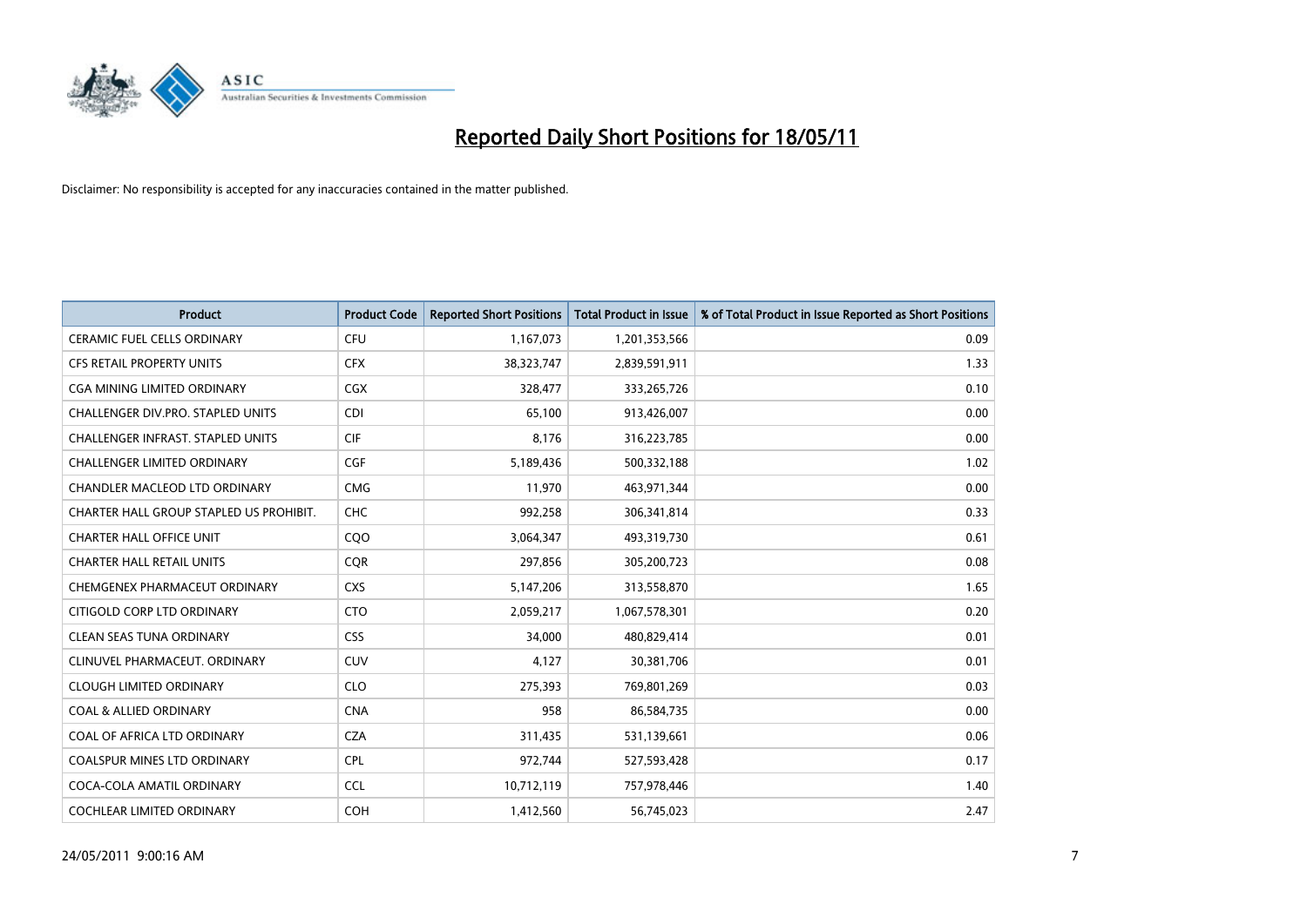# Reported Daily Short Positions for 18/05/11

Disclaimer: No responsibility is accepted for any inaccuracies contained in the matter published.

| Product | Product Code | Reported Short Positions | Total Product in Issue | % of Total Product in Issue Reported as Short Positions |
|---|---|---|---|---|
| CERAMIC FUEL CELLS ORDINARY | CFU | 1,167,073 | 1,201,353,566 | 0.09 |
| CFS RETAIL PROPERTY UNITS | CFX | 38,323,747 | 2,839,591,911 | 1.33 |
| CGA MINING LIMITED ORDINARY | CGX | 328,477 | 333,265,726 | 0.10 |
| CHALLENGER DIV.PRO. STAPLED UNITS | CDI | 65,100 | 913,426,007 | 0.00 |
| CHALLENGER INFRAST. STAPLED UNITS | CIF | 8,176 | 316,223,785 | 0.00 |
| CHALLENGER LIMITED ORDINARY | CGF | 5,189,436 | 500,332,188 | 1.02 |
| CHANDLER MACLEOD LTD ORDINARY | CMG | 11,970 | 463,971,344 | 0.00 |
| CHARTER HALL GROUP STAPLED US PROHIBIT. | CHC | 992,258 | 306,341,814 | 0.33 |
| CHARTER HALL OFFICE UNIT | CQO | 3,064,347 | 493,319,730 | 0.61 |
| CHARTER HALL RETAIL UNITS | CQR | 297,856 | 305,200,723 | 0.08 |
| CHEMGENEX PHARMACEUT ORDINARY | CXS | 5,147,206 | 313,558,870 | 1.65 |
| CITIGOLD CORP LTD ORDINARY | CTO | 2,059,217 | 1,067,578,301 | 0.20 |
| CLEAN SEAS TUNA ORDINARY | CSS | 34,000 | 480,829,414 | 0.01 |
| CLINUVEL PHARMACEUT. ORDINARY | CUV | 4,127 | 30,381,706 | 0.01 |
| CLOUGH LIMITED ORDINARY | CLO | 275,393 | 769,801,269 | 0.03 |
| COAL & ALLIED ORDINARY | CNA | 958 | 86,584,735 | 0.00 |
| COAL OF AFRICA LTD ORDINARY | CZA | 311,435 | 531,139,661 | 0.06 |
| COALSPUR MINES LTD ORDINARY | CPL | 972,744 | 527,593,428 | 0.17 |
| COCA-COLA AMATIL ORDINARY | CCL | 10,712,119 | 757,978,446 | 1.40 |
| COCHLEAR LIMITED ORDINARY | COH | 1,412,560 | 56,745,023 | 2.47 |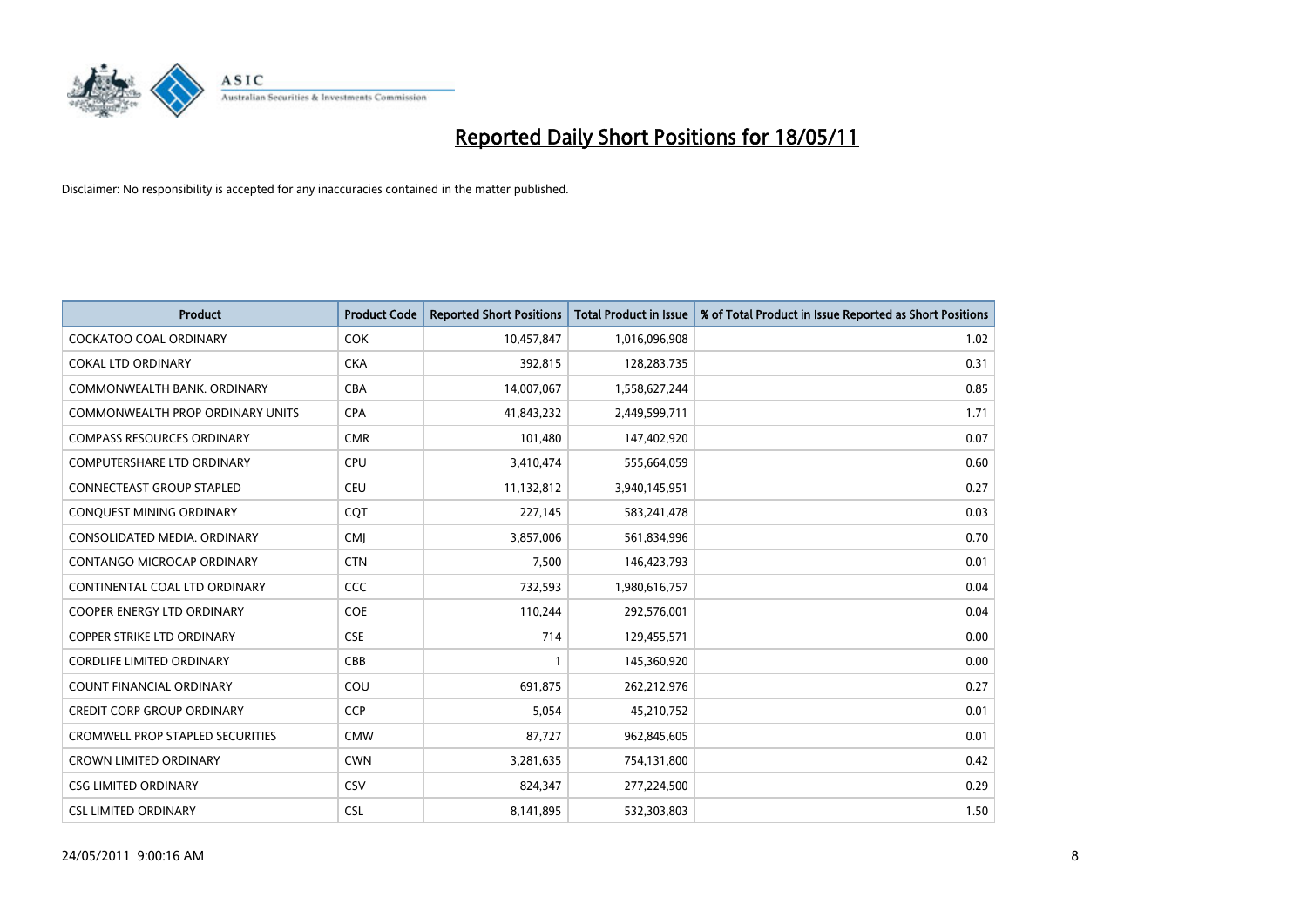# Reported Daily Short Positions for 18/05/11

Disclaimer: No responsibility is accepted for any inaccuracies contained in the matter published.

| Product | Product Code | Reported Short Positions | Total Product in Issue | % of Total Product in Issue Reported as Short Positions |
|---|---|---|---|---|
| COCKATOO COAL ORDINARY | COK | 10,457,847 | 1,016,096,908 | 1.02 |
| COKAL LTD ORDINARY | CKA | 392,815 | 128,283,735 | 0.31 |
| COMMONWEALTH BANK. ORDINARY | CBA | 14,007,067 | 1,558,627,244 | 0.85 |
| COMMONWEALTH PROP ORDINARY UNITS | CPA | 41,843,232 | 2,449,599,711 | 1.71 |
| COMPASS RESOURCES ORDINARY | CMR | 101,480 | 147,402,920 | 0.07 |
| COMPUTERSHARE LTD ORDINARY | CPU | 3,410,474 | 555,664,059 | 0.60 |
| CONNECTEAST GROUP STAPLED | CEU | 11,132,812 | 3,940,145,951 | 0.27 |
| CONQUEST MINING ORDINARY | CQT | 227,145 | 583,241,478 | 0.03 |
| CONSOLIDATED MEDIA. ORDINARY | CMJ | 3,857,006 | 561,834,996 | 0.70 |
| CONTANGO MICROCAP ORDINARY | CTN | 7,500 | 146,423,793 | 0.01 |
| CONTINENTAL COAL LTD ORDINARY | CCC | 732,593 | 1,980,616,757 | 0.04 |
| COOPER ENERGY LTD ORDINARY | COE | 110,244 | 292,576,001 | 0.04 |
| COPPER STRIKE LTD ORDINARY | CSE | 714 | 129,455,571 | 0.00 |
| CORDLIFE LIMITED ORDINARY | CBB | 1 | 145,360,920 | 0.00 |
| COUNT FINANCIAL ORDINARY | COU | 691,875 | 262,212,976 | 0.27 |
| CREDIT CORP GROUP ORDINARY | CCP | 5,054 | 45,210,752 | 0.01 |
| CROMWELL PROP STAPLED SECURITIES | CMW | 87,727 | 962,845,605 | 0.01 |
| CROWN LIMITED ORDINARY | CWN | 3,281,635 | 754,131,800 | 0.42 |
| CSG LIMITED ORDINARY | CSV | 824,347 | 277,224,500 | 0.29 |
| CSL LIMITED ORDINARY | CSL | 8,141,895 | 532,303,803 | 1.50 |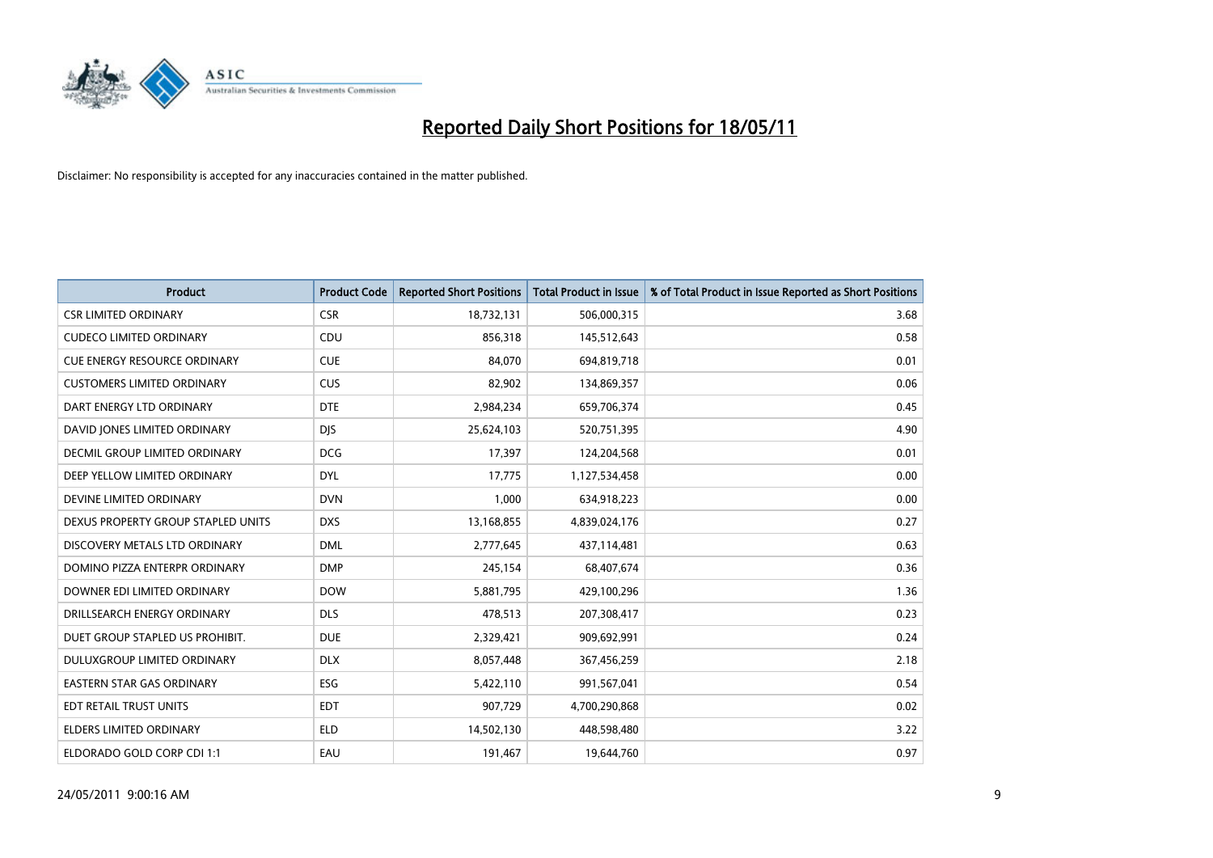# Reported Daily Short Positions for 18/05/11

Disclaimer: No responsibility is accepted for any inaccuracies contained in the matter published.

| Product | Product Code | Reported Short Positions | Total Product in Issue | % of Total Product in Issue Reported as Short Positions |
|---|---|---|---|---|
| CSR LIMITED ORDINARY | CSR | 18,732,131 | 506,000,315 | 3.68 |
| CUDECO LIMITED ORDINARY | CDU | 856,318 | 145,512,643 | 0.58 |
| CUE ENERGY RESOURCE ORDINARY | CUE | 84,070 | 694,819,718 | 0.01 |
| CUSTOMERS LIMITED ORDINARY | CUS | 82,902 | 134,869,357 | 0.06 |
| DART ENERGY LTD ORDINARY | DTE | 2,984,234 | 659,706,374 | 0.45 |
| DAVID JONES LIMITED ORDINARY | DJS | 25,624,103 | 520,751,395 | 4.90 |
| DECMIL GROUP LIMITED ORDINARY | DCG | 17,397 | 124,204,568 | 0.01 |
| DEEP YELLOW LIMITED ORDINARY | DYL | 17,775 | 1,127,534,458 | 0.00 |
| DEVINE LIMITED ORDINARY | DVN | 1,000 | 634,918,223 | 0.00 |
| DEXUS PROPERTY GROUP STAPLED UNITS | DXS | 13,168,855 | 4,839,024,176 | 0.27 |
| DISCOVERY METALS LTD ORDINARY | DML | 2,777,645 | 437,114,481 | 0.63 |
| DOMINO PIZZA ENTERPR ORDINARY | DMP | 245,154 | 68,407,674 | 0.36 |
| DOWNER EDI LIMITED ORDINARY | DOW | 5,881,795 | 429,100,296 | 1.36 |
| DRILLSEARCH ENERGY ORDINARY | DLS | 478,513 | 207,308,417 | 0.23 |
| DUET GROUP STAPLED US PROHIBIT. | DUE | 2,329,421 | 909,692,991 | 0.24 |
| DULUXGROUP LIMITED ORDINARY | DLX | 8,057,448 | 367,456,259 | 2.18 |
| EASTERN STAR GAS ORDINARY | ESG | 5,422,110 | 991,567,041 | 0.54 |
| EDT RETAIL TRUST UNITS | EDT | 907,729 | 4,700,290,868 | 0.02 |
| ELDERS LIMITED ORDINARY | ELD | 14,502,130 | 448,598,480 | 3.22 |
| ELDORADO GOLD CORP CDI 1:1 | EAU | 191,467 | 19,644,760 | 0.97 |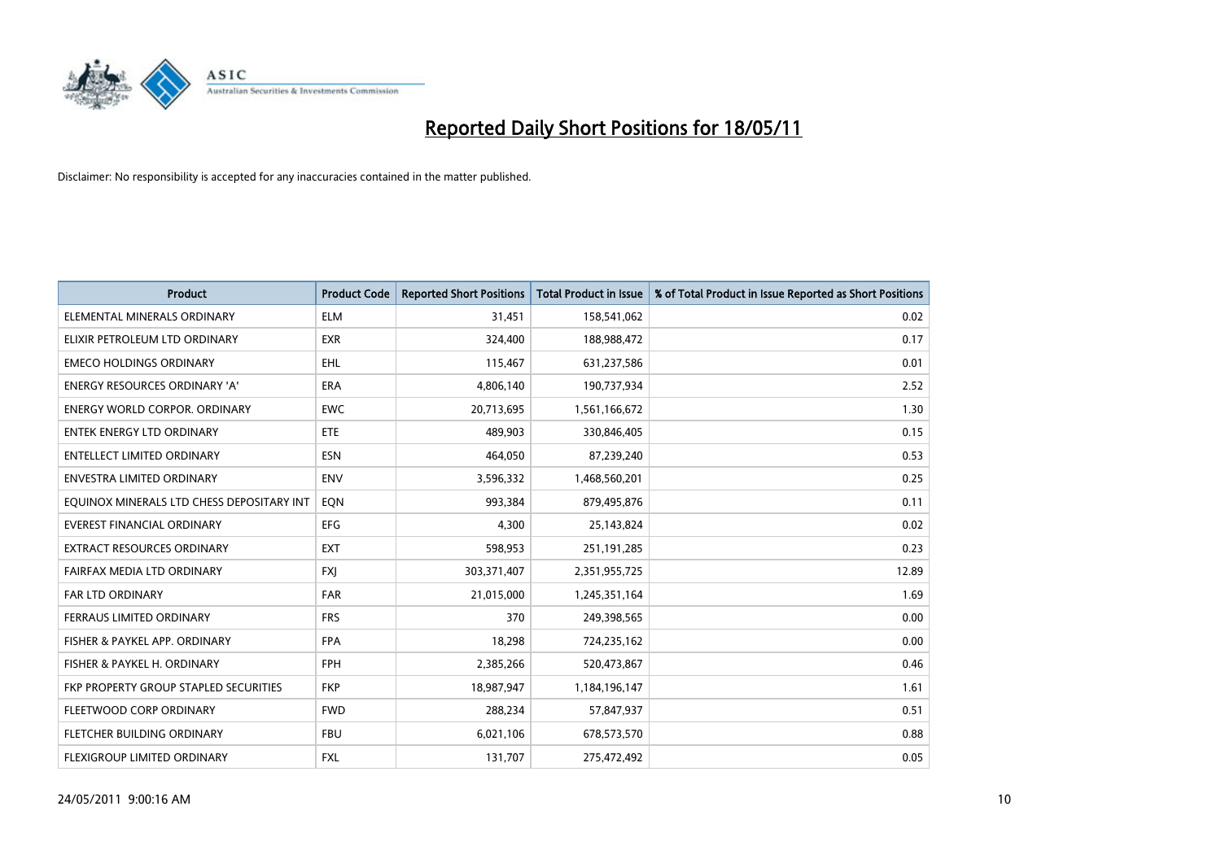# Reported Daily Short Positions for 18/05/11

Disclaimer: No responsibility is accepted for any inaccuracies contained in the matter published.

| Product | Product Code | Reported Short Positions | Total Product in Issue | % of Total Product in Issue Reported as Short Positions |
|---|---|---|---|---|
| ELEMENTAL MINERALS ORDINARY | ELM | 31,451 | 158,541,062 | 0.02 |
| ELIXIR PETROLEUM LTD ORDINARY | EXR | 324,400 | 188,988,472 | 0.17 |
| EMECO HOLDINGS ORDINARY | EHL | 115,467 | 631,237,586 | 0.01 |
| ENERGY RESOURCES ORDINARY 'A' | ERA | 4,806,140 | 190,737,934 | 2.52 |
| ENERGY WORLD CORPOR. ORDINARY | EWC | 20,713,695 | 1,561,166,672 | 1.30 |
| ENTEK ENERGY LTD ORDINARY | ETE | 489,903 | 330,846,405 | 0.15 |
| ENTELLECT LIMITED ORDINARY | ESN | 464,050 | 87,239,240 | 0.53 |
| ENVESTRA LIMITED ORDINARY | ENV | 3,596,332 | 1,468,560,201 | 0.25 |
| EQUINOX MINERALS LTD CHESS DEPOSITARY INT | EQN | 993,384 | 879,495,876 | 0.11 |
| EVEREST FINANCIAL ORDINARY | EFG | 4,300 | 25,143,824 | 0.02 |
| EXTRACT RESOURCES ORDINARY | EXT | 598,953 | 251,191,285 | 0.23 |
| FAIRFAX MEDIA LTD ORDINARY | FXJ | 303,371,407 | 2,351,955,725 | 12.89 |
| FAR LTD ORDINARY | FAR | 21,015,000 | 1,245,351,164 | 1.69 |
| FERRAUS LIMITED ORDINARY | FRS | 370 | 249,398,565 | 0.00 |
| FISHER & PAYKEL APP. ORDINARY | FPA | 18,298 | 724,235,162 | 0.00 |
| FISHER & PAYKEL H. ORDINARY | FPH | 2,385,266 | 520,473,867 | 0.46 |
| FKP PROPERTY GROUP STAPLED SECURITIES | FKP | 18,987,947 | 1,184,196,147 | 1.61 |
| FLEETWOOD CORP ORDINARY | FWD | 288,234 | 57,847,937 | 0.51 |
| FLETCHER BUILDING ORDINARY | FBU | 6,021,106 | 678,573,570 | 0.88 |
| FLEXIGROUP LIMITED ORDINARY | FXL | 131,707 | 275,472,492 | 0.05 |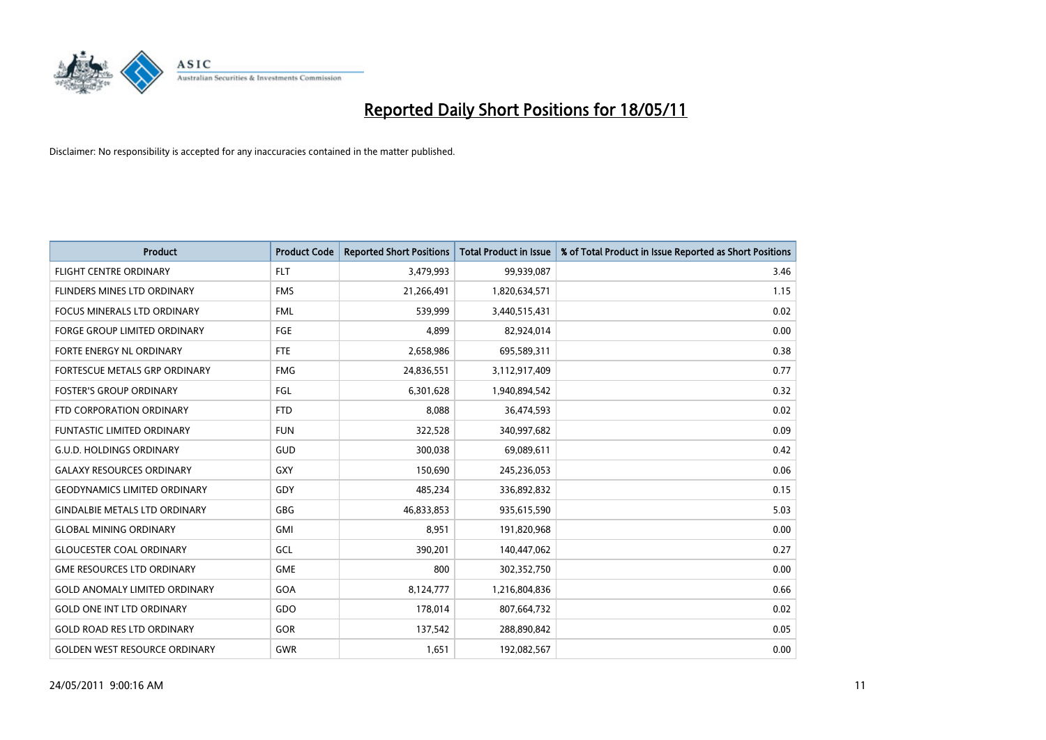# Reported Daily Short Positions for 18/05/11

Disclaimer: No responsibility is accepted for any inaccuracies contained in the matter published.

| Product | Product Code | Reported Short Positions | Total Product in Issue | % of Total Product in Issue Reported as Short Positions |
|---|---|---|---|---|
| FLIGHT CENTRE ORDINARY | FLT | 3,479,993 | 99,939,087 | 3.46 |
| FLINDERS MINES LTD ORDINARY | FMS | 21,266,491 | 1,820,634,571 | 1.15 |
| FOCUS MINERALS LTD ORDINARY | FML | 539,999 | 3,440,515,431 | 0.02 |
| FORGE GROUP LIMITED ORDINARY | FGE | 4,899 | 82,924,014 | 0.00 |
| FORTE ENERGY NL ORDINARY | FTE | 2,658,986 | 695,589,311 | 0.38 |
| FORTESCUE METALS GRP ORDINARY | FMG | 24,836,551 | 3,112,917,409 | 0.77 |
| FOSTER'S GROUP ORDINARY | FGL | 6,301,628 | 1,940,894,542 | 0.32 |
| FTD CORPORATION ORDINARY | FTD | 8,088 | 36,474,593 | 0.02 |
| FUNTASTIC LIMITED ORDINARY | FUN | 322,528 | 340,997,682 | 0.09 |
| G.U.D. HOLDINGS ORDINARY | GUD | 300,038 | 69,089,611 | 0.42 |
| GALAXY RESOURCES ORDINARY | GXY | 150,690 | 245,236,053 | 0.06 |
| GEODYNAMICS LIMITED ORDINARY | GDY | 485,234 | 336,892,832 | 0.15 |
| GINDALBIE METALS LTD ORDINARY | GBG | 46,833,853 | 935,615,590 | 5.03 |
| GLOBAL MINING ORDINARY | GMI | 8,951 | 191,820,968 | 0.00 |
| GLOUCESTER COAL ORDINARY | GCL | 390,201 | 140,447,062 | 0.27 |
| GME RESOURCES LTD ORDINARY | GME | 800 | 302,352,750 | 0.00 |
| GOLD ANOMALY LIMITED ORDINARY | GOA | 8,124,777 | 1,216,804,836 | 0.66 |
| GOLD ONE INT LTD ORDINARY | GDO | 178,014 | 807,664,732 | 0.02 |
| GOLD ROAD RES LTD ORDINARY | GOR | 137,542 | 288,890,842 | 0.05 |
| GOLDEN WEST RESOURCE ORDINARY | GWR | 1,651 | 192,082,567 | 0.00 |

24/05/2011 9:00:16 AM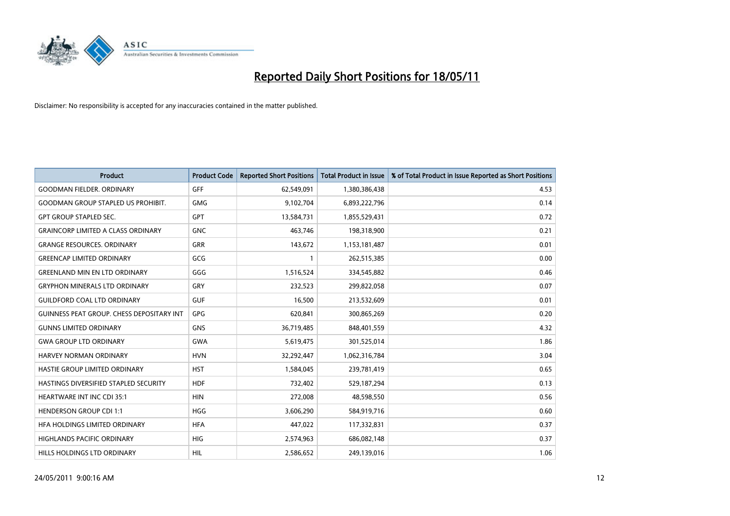# Reported Daily Short Positions for 18/05/11

Disclaimer: No responsibility is accepted for any inaccuracies contained in the matter published.

| Product | Product Code | Reported Short Positions | Total Product in Issue | % of Total Product in Issue Reported as Short Positions |
|---|---|---|---|---|
| GOODMAN FIELDER. ORDINARY | GFF | 62,549,091 | 1,380,386,438 | 4.53 |
| GOODMAN GROUP STAPLED US PROHIBIT. | GMG | 9,102,704 | 6,893,222,796 | 0.14 |
| GPT GROUP STAPLED SEC. | GPT | 13,584,731 | 1,855,529,431 | 0.72 |
| GRAINCORP LIMITED A CLASS ORDINARY | GNC | 463,746 | 198,318,900 | 0.21 |
| GRANGE RESOURCES. ORDINARY | GRR | 143,672 | 1,153,181,487 | 0.01 |
| GREENCAP LIMITED ORDINARY | GCG | 1 | 262,515,385 | 0.00 |
| GREENLAND MIN EN LTD ORDINARY | GGG | 1,516,524 | 334,545,882 | 0.46 |
| GRYPHON MINERALS LTD ORDINARY | GRY | 232,523 | 299,822,058 | 0.07 |
| GUILDFORD COAL LTD ORDINARY | GUF | 16,500 | 213,532,609 | 0.01 |
| GUINNESS PEAT GROUP. CHESS DEPOSITARY INT | GPG | 620,841 | 300,865,269 | 0.20 |
| GUNNS LIMITED ORDINARY | GNS | 36,719,485 | 848,401,559 | 4.32 |
| GWA GROUP LTD ORDINARY | GWA | 5,619,475 | 301,525,014 | 1.86 |
| HARVEY NORMAN ORDINARY | HVN | 32,292,447 | 1,062,316,784 | 3.04 |
| HASTIE GROUP LIMITED ORDINARY | HST | 1,584,045 | 239,781,419 | 0.65 |
| HASTINGS DIVERSIFIED STAPLED SECURITY | HDF | 732,402 | 529,187,294 | 0.13 |
| HEARTWARE INT INC CDI 35:1 | HIN | 272,008 | 48,598,550 | 0.56 |
| HENDERSON GROUP CDI 1:1 | HGG | 3,606,290 | 584,919,716 | 0.60 |
| HFA HOLDINGS LIMITED ORDINARY | HFA | 447,022 | 117,332,831 | 0.37 |
| HIGHLANDS PACIFIC ORDINARY | HIG | 2,574,963 | 686,082,148 | 0.37 |
| HILLS HOLDINGS LTD ORDINARY | HIL | 2,586,652 | 249,139,016 | 1.06 |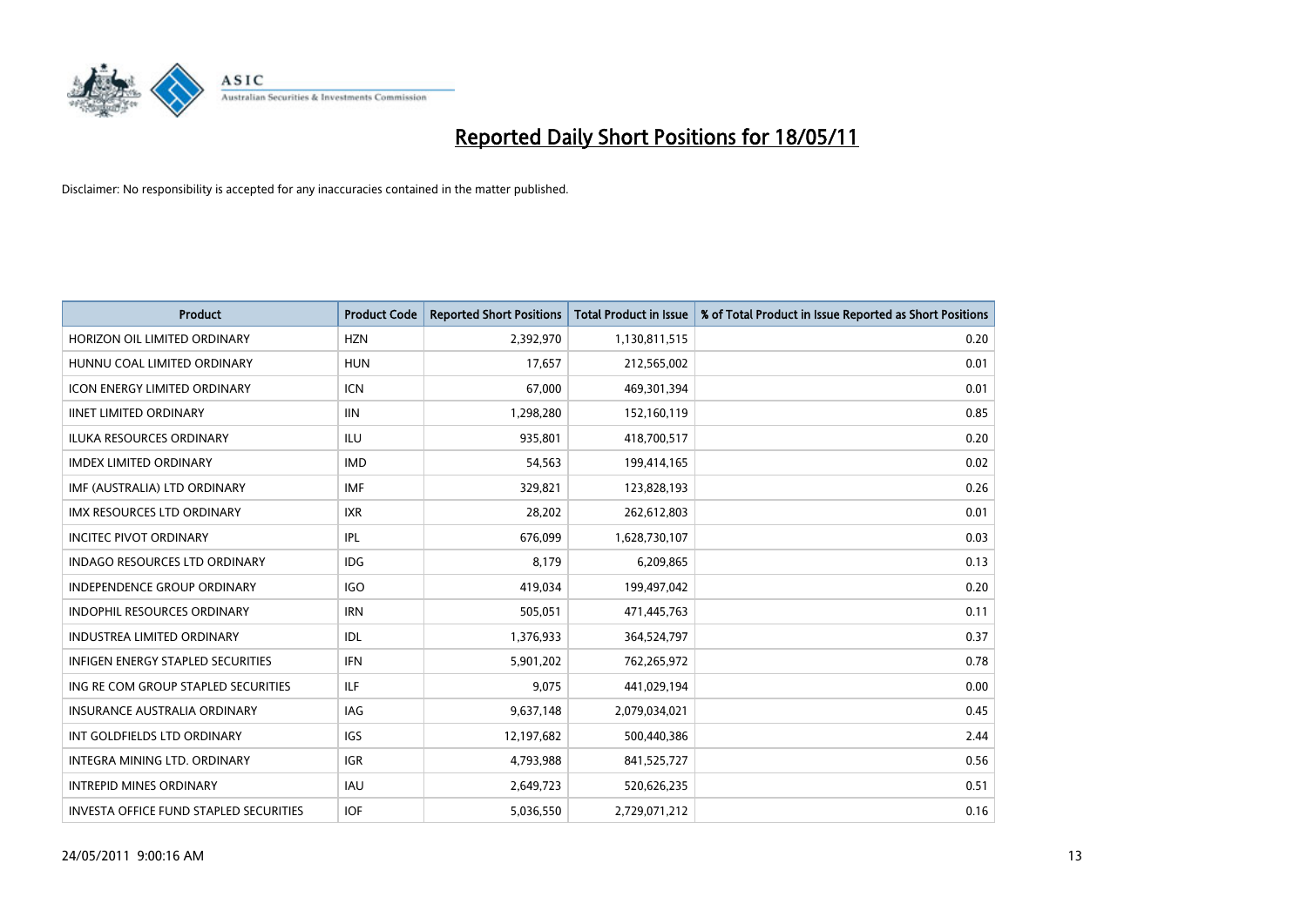# Reported Daily Short Positions for 18/05/11

Disclaimer: No responsibility is accepted for any inaccuracies contained in the matter published.

| Product | Product Code | Reported Short Positions | Total Product in Issue | % of Total Product in Issue Reported as Short Positions |
|---|---|---|---|---|
| HORIZON OIL LIMITED ORDINARY | HZN | 2,392,970 | 1,130,811,515 | 0.20 |
| HUNNU COAL LIMITED ORDINARY | HUN | 17,657 | 212,565,002 | 0.01 |
| ICON ENERGY LIMITED ORDINARY | ICN | 67,000 | 469,301,394 | 0.01 |
| IINET LIMITED ORDINARY | IIN | 1,298,280 | 152,160,119 | 0.85 |
| ILUKA RESOURCES ORDINARY | ILU | 935,801 | 418,700,517 | 0.20 |
| IMDEX LIMITED ORDINARY | IMD | 54,563 | 199,414,165 | 0.02 |
| IMF (AUSTRALIA) LTD ORDINARY | IMF | 329,821 | 123,828,193 | 0.26 |
| IMX RESOURCES LTD ORDINARY | IXR | 28,202 | 262,612,803 | 0.01 |
| INCITEC PIVOT ORDINARY | IPL | 676,099 | 1,628,730,107 | 0.03 |
| INDAGO RESOURCES LTD ORDINARY | IDG | 8,179 | 6,209,865 | 0.13 |
| INDEPENDENCE GROUP ORDINARY | IGO | 419,034 | 199,497,042 | 0.20 |
| INDOPHIL RESOURCES ORDINARY | IRN | 505,051 | 471,445,763 | 0.11 |
| INDUSTREA LIMITED ORDINARY | IDL | 1,376,933 | 364,524,797 | 0.37 |
| INFIGEN ENERGY STAPLED SECURITIES | IFN | 5,901,202 | 762,265,972 | 0.78 |
| ING RE COM GROUP STAPLED SECURITIES | ILF | 9,075 | 441,029,194 | 0.00 |
| INSURANCE AUSTRALIA ORDINARY | IAG | 9,637,148 | 2,079,034,021 | 0.45 |
| INT GOLDFIELDS LTD ORDINARY | IGS | 12,197,682 | 500,440,386 | 2.44 |
| INTEGRA MINING LTD. ORDINARY | IGR | 4,793,988 | 841,525,727 | 0.56 |
| INTREPID MINES ORDINARY | IAU | 2,649,723 | 520,626,235 | 0.51 |
| INVESTA OFFICE FUND STAPLED SECURITIES | IOF | 5,036,550 | 2,729,071,212 | 0.16 |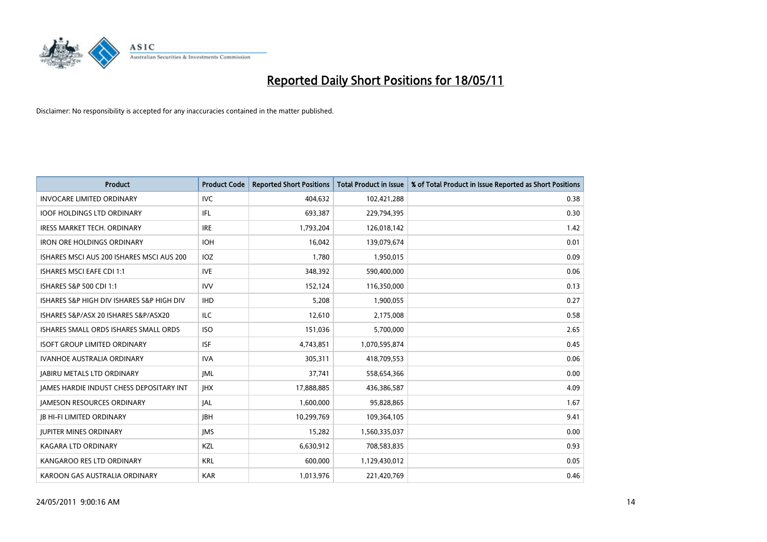# Reported Daily Short Positions for 18/05/11

Disclaimer: No responsibility is accepted for any inaccuracies contained in the matter published.

| Product | Product Code | Reported Short Positions | Total Product in Issue | % of Total Product in Issue Reported as Short Positions |
|---|---|---|---|---|
| INVOCARE LIMITED ORDINARY | IVC | 404,632 | 102,421,288 | 0.38 |
| IOOF HOLDINGS LTD ORDINARY | IFL | 693,387 | 229,794,395 | 0.30 |
| IRESS MARKET TECH. ORDINARY | IRE | 1,793,204 | 126,018,142 | 1.42 |
| IRON ORE HOLDINGS ORDINARY | IOH | 16,042 | 139,079,674 | 0.01 |
| ISHARES MSCI AUS 200 ISHARES MSCI AUS 200 | IOZ | 1,780 | 1,950,015 | 0.09 |
| ISHARES MSCI EAFE CDI 1:1 | IVE | 348,392 | 590,400,000 | 0.06 |
| ISHARES S&P 500 CDI 1:1 | IVV | 152,124 | 116,350,000 | 0.13 |
| ISHARES S&P HIGH DIV ISHARES S&P HIGH DIV | IHD | 5,208 | 1,900,055 | 0.27 |
| ISHARES S&P/ASX 20 ISHARES S&P/ASX20 | ILC | 12,610 | 2,175,008 | 0.58 |
| ISHARES SMALL ORDS ISHARES SMALL ORDS | ISO | 151,036 | 5,700,000 | 2.65 |
| ISOFT GROUP LIMITED ORDINARY | ISF | 4,743,851 | 1,070,595,874 | 0.45 |
| IVANHOE AUSTRALIA ORDINARY | IVA | 305,311 | 418,709,553 | 0.06 |
| JABIRU METALS LTD ORDINARY | JML | 37,741 | 558,654,366 | 0.00 |
| JAMES HARDIE INDUST CHESS DEPOSITARY INT | JHX | 17,888,885 | 436,386,587 | 4.09 |
| JAMESON RESOURCES ORDINARY | JAL | 1,600,000 | 95,828,865 | 1.67 |
| JB HI-FI LIMITED ORDINARY | JBH | 10,299,769 | 109,364,105 | 9.41 |
| JUPITER MINES ORDINARY | JMS | 15,282 | 1,560,335,037 | 0.00 |
| KAGARA LTD ORDINARY | KZL | 6,630,912 | 708,583,835 | 0.93 |
| KANGAROO RES LTD ORDINARY | KRL | 600,000 | 1,129,430,012 | 0.05 |
| KAROON GAS AUSTRALIA ORDINARY | KAR | 1,013,976 | 221,420,769 | 0.46 |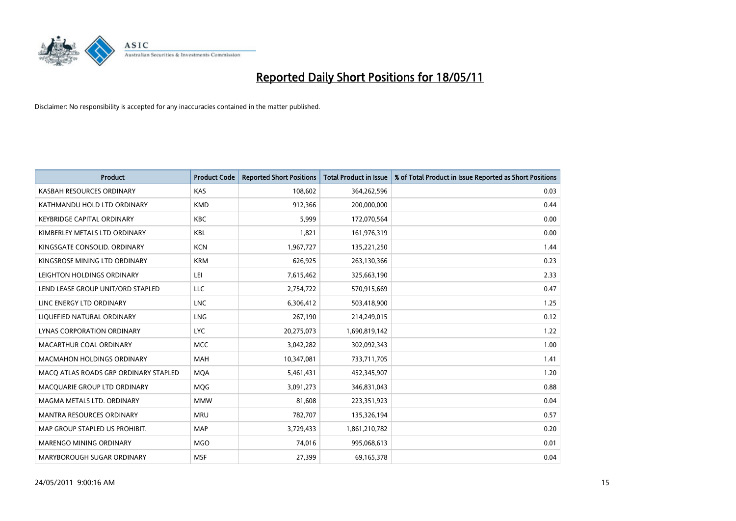# Reported Daily Short Positions for 18/05/11

Disclaimer: No responsibility is accepted for any inaccuracies contained in the matter published.

| Product | Product Code | Reported Short Positions | Total Product in Issue | % of Total Product in Issue Reported as Short Positions |
|---|---|---|---|---|
| KASBAH RESOURCES ORDINARY | KAS | 108,602 | 364,262,596 | 0.03 |
| KATHMANDU HOLD LTD ORDINARY | KMD | 912,366 | 200,000,000 | 0.44 |
| KEYBRIDGE CAPITAL ORDINARY | KBC | 5,999 | 172,070,564 | 0.00 |
| KIMBERLEY METALS LTD ORDINARY | KBL | 1,821 | 161,976,319 | 0.00 |
| KINGSGATE CONSOLID. ORDINARY | KCN | 1,967,727 | 135,221,250 | 1.44 |
| KINGSROSE MINING LTD ORDINARY | KRM | 626,925 | 263,130,366 | 0.23 |
| LEIGHTON HOLDINGS ORDINARY | LEI | 7,615,462 | 325,663,190 | 2.33 |
| LEND LEASE GROUP UNIT/ORD STAPLED | LLC | 2,754,722 | 570,915,669 | 0.47 |
| LINC ENERGY LTD ORDINARY | LNC | 6,306,412 | 503,418,900 | 1.25 |
| LIQUEFIED NATURAL ORDINARY | LNG | 267,190 | 214,249,015 | 0.12 |
| LYNAS CORPORATION ORDINARY | LYC | 20,275,073 | 1,690,819,142 | 1.22 |
| MACARTHUR COAL ORDINARY | MCC | 3,042,282 | 302,092,343 | 1.00 |
| MACMAHON HOLDINGS ORDINARY | MAH | 10,347,081 | 733,711,705 | 1.41 |
| MACQ ATLAS ROADS GRP ORDINARY STAPLED | MQA | 5,461,431 | 452,345,907 | 1.20 |
| MACQUARIE GROUP LTD ORDINARY | MQG | 3,091,273 | 346,831,043 | 0.88 |
| MAGMA METALS LTD. ORDINARY | MMW | 81,608 | 223,351,923 | 0.04 |
| MANTRA RESOURCES ORDINARY | MRU | 782,707 | 135,326,194 | 0.57 |
| MAP GROUP STAPLED US PROHIBIT. | MAP | 3,729,433 | 1,861,210,782 | 0.20 |
| MARENGO MINING ORDINARY | MGO | 74,016 | 995,068,613 | 0.01 |
| MARYBOROUGH SUGAR ORDINARY | MSF | 27,399 | 69,165,378 | 0.04 |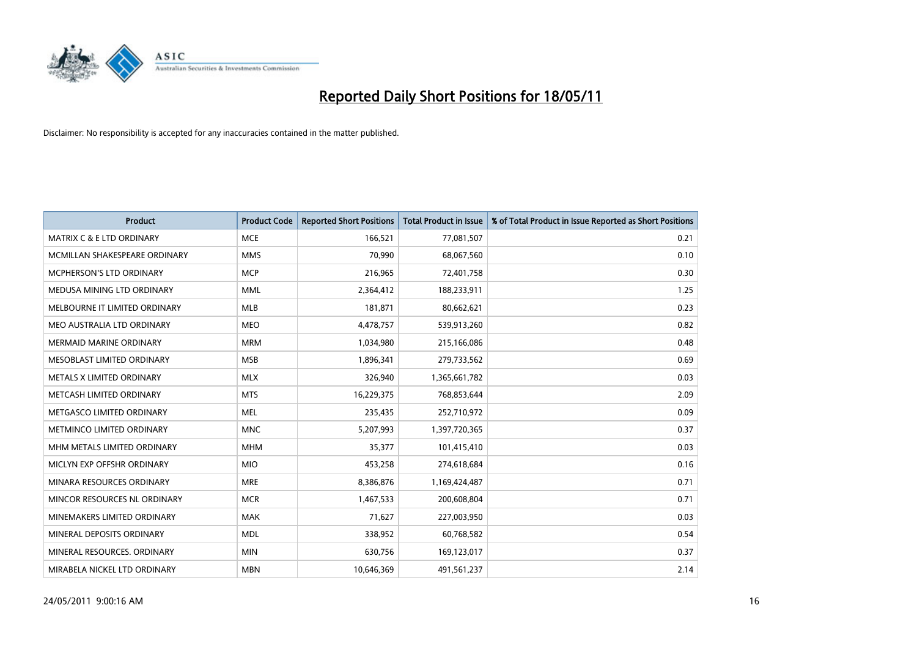# Reported Daily Short Positions for 18/05/11

Disclaimer: No responsibility is accepted for any inaccuracies contained in the matter published.

| Product | Product Code | Reported Short Positions | Total Product in Issue | % of Total Product in Issue Reported as Short Positions |
|---|---|---|---|---|
| MATRIX C & E LTD ORDINARY | MCE | 166,521 | 77,081,507 | 0.21 |
| MCMILLAN SHAKESPEARE ORDINARY | MMS | 70,990 | 68,067,560 | 0.10 |
| MCPHERSON'S LTD ORDINARY | MCP | 216,965 | 72,401,758 | 0.30 |
| MEDUSA MINING LTD ORDINARY | MML | 2,364,412 | 188,233,911 | 1.25 |
| MELBOURNE IT LIMITED ORDINARY | MLB | 181,871 | 80,662,621 | 0.23 |
| MEO AUSTRALIA LTD ORDINARY | MEO | 4,478,757 | 539,913,260 | 0.82 |
| MERMAID MARINE ORDINARY | MRM | 1,034,980 | 215,166,086 | 0.48 |
| MESOBLAST LIMITED ORDINARY | MSB | 1,896,341 | 279,733,562 | 0.69 |
| METALS X LIMITED ORDINARY | MLX | 326,940 | 1,365,661,782 | 0.03 |
| METCASH LIMITED ORDINARY | MTS | 16,229,375 | 768,853,644 | 2.09 |
| METGASCO LIMITED ORDINARY | MEL | 235,435 | 252,710,972 | 0.09 |
| METMINCO LIMITED ORDINARY | MNC | 5,207,993 | 1,397,720,365 | 0.37 |
| MHM METALS LIMITED ORDINARY | MHM | 35,377 | 101,415,410 | 0.03 |
| MICLYN EXP OFFSHR ORDINARY | MIO | 453,258 | 274,618,684 | 0.16 |
| MINARA RESOURCES ORDINARY | MRE | 8,386,876 | 1,169,424,487 | 0.71 |
| MINCOR RESOURCES NL ORDINARY | MCR | 1,467,533 | 200,608,804 | 0.71 |
| MINEMAKERS LIMITED ORDINARY | MAK | 71,627 | 227,003,950 | 0.03 |
| MINERAL DEPOSITS ORDINARY | MDL | 338,952 | 60,768,582 | 0.54 |
| MINERAL RESOURCES. ORDINARY | MIN | 630,756 | 169,123,017 | 0.37 |
| MIRABELA NICKEL LTD ORDINARY | MBN | 10,646,369 | 491,561,237 | 2.14 |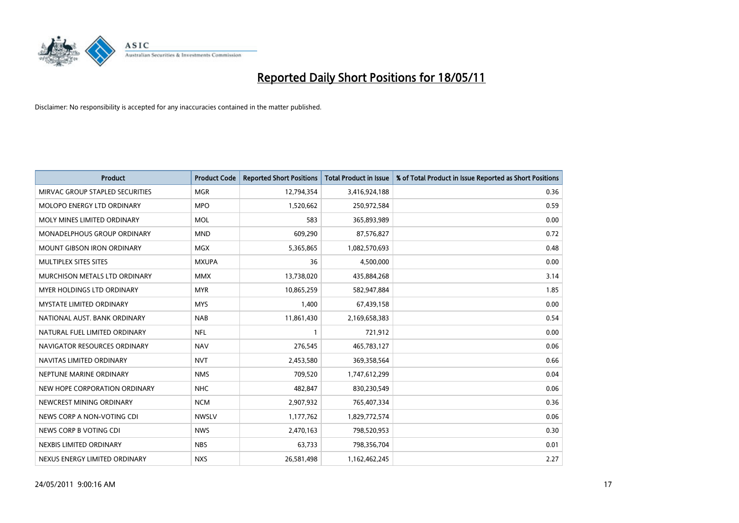# Reported Daily Short Positions for 18/05/11

Disclaimer: No responsibility is accepted for any inaccuracies contained in the matter published.

| Product | Product Code | Reported Short Positions | Total Product in Issue | % of Total Product in Issue Reported as Short Positions |
|---|---|---|---|---|
| MIRVAC GROUP STAPLED SECURITIES | MGR | 12,794,354 | 3,416,924,188 | 0.36 |
| MOLOPO ENERGY LTD ORDINARY | MPO | 1,520,662 | 250,972,584 | 0.59 |
| MOLY MINES LIMITED ORDINARY | MOL | 583 | 365,893,989 | 0.00 |
| MONADELPHOUS GROUP ORDINARY | MND | 609,290 | 87,576,827 | 0.72 |
| MOUNT GIBSON IRON ORDINARY | MGX | 5,365,865 | 1,082,570,693 | 0.48 |
| MULTIPLEX SITES SITES | MXUPA | 36 | 4,500,000 | 0.00 |
| MURCHISON METALS LTD ORDINARY | MMX | 13,738,020 | 435,884,268 | 3.14 |
| MYER HOLDINGS LTD ORDINARY | MYR | 10,865,259 | 582,947,884 | 1.85 |
| MYSTATE LIMITED ORDINARY | MYS | 1,400 | 67,439,158 | 0.00 |
| NATIONAL AUST. BANK ORDINARY | NAB | 11,861,430 | 2,169,658,383 | 0.54 |
| NATURAL FUEL LIMITED ORDINARY | NFL | 1 | 721,912 | 0.00 |
| NAVIGATOR RESOURCES ORDINARY | NAV | 276,545 | 465,783,127 | 0.06 |
| NAVITAS LIMITED ORDINARY | NVT | 2,453,580 | 369,358,564 | 0.66 |
| NEPTUNE MARINE ORDINARY | NMS | 709,520 | 1,747,612,299 | 0.04 |
| NEW HOPE CORPORATION ORDINARY | NHC | 482,847 | 830,230,549 | 0.06 |
| NEWCREST MINING ORDINARY | NCM | 2,907,932 | 765,407,334 | 0.36 |
| NEWS CORP A NON-VOTING CDI | NWSLV | 1,177,762 | 1,829,772,574 | 0.06 |
| NEWS CORP B VOTING CDI | NWS | 2,470,163 | 798,520,953 | 0.30 |
| NEXBIS LIMITED ORDINARY | NBS | 63,733 | 798,356,704 | 0.01 |
| NEXUS ENERGY LIMITED ORDINARY | NXS | 26,581,498 | 1,162,462,245 | 2.27 |

24/05/2011 9:00:16 AM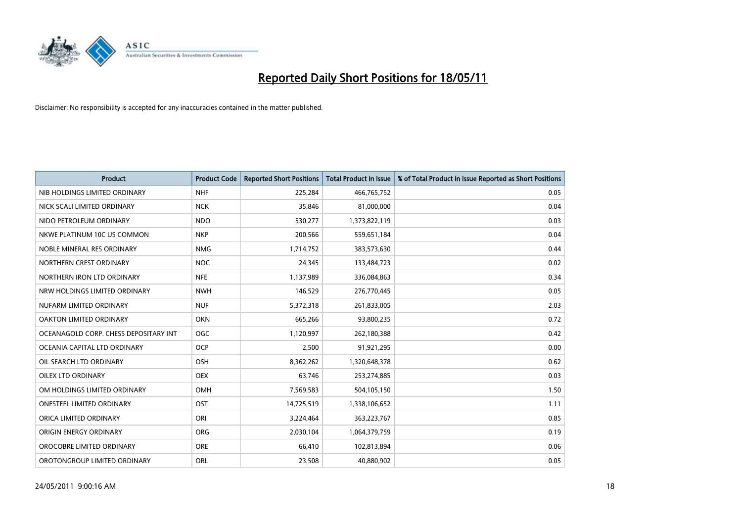# Reported Daily Short Positions for 18/05/11

Disclaimer: No responsibility is accepted for any inaccuracies contained in the matter published.

| Product | Product Code | Reported Short Positions | Total Product in Issue | % of Total Product in Issue Reported as Short Positions |
|---|---|---|---|---|
| NIB HOLDINGS LIMITED ORDINARY | NHF | 225,284 | 466,765,752 | 0.05 |
| NICK SCALI LIMITED ORDINARY | NCK | 35,846 | 81,000,000 | 0.04 |
| NIDO PETROLEUM ORDINARY | NDO | 530,277 | 1,373,822,119 | 0.03 |
| NKWE PLATINUM 10C US COMMON | NKP | 200,566 | 559,651,184 | 0.04 |
| NOBLE MINERAL RES ORDINARY | NMG | 1,714,752 | 383,573,630 | 0.44 |
| NORTHERN CREST ORDINARY | NOC | 24,345 | 133,484,723 | 0.02 |
| NORTHERN IRON LTD ORDINARY | NFE | 1,137,989 | 336,084,863 | 0.34 |
| NRW HOLDINGS LIMITED ORDINARY | NWH | 146,529 | 276,770,445 | 0.05 |
| NUFARM LIMITED ORDINARY | NUF | 5,372,318 | 261,833,005 | 2.03 |
| OAKTON LIMITED ORDINARY | OKN | 665,266 | 93,800,235 | 0.72 |
| OCEANAGOLD CORP. CHESS DEPOSITARY INT | OGC | 1,120,997 | 262,180,388 | 0.42 |
| OCEANIA CAPITAL LTD ORDINARY | OCP | 2,500 | 91,921,295 | 0.00 |
| OIL SEARCH LTD ORDINARY | OSH | 8,362,262 | 1,320,648,378 | 0.62 |
| OILEX LTD ORDINARY | OEX | 63,746 | 253,274,885 | 0.03 |
| OM HOLDINGS LIMITED ORDINARY | OMH | 7,569,583 | 504,105,150 | 1.50 |
| ONESTEEL LIMITED ORDINARY | OST | 14,725,519 | 1,338,106,652 | 1.11 |
| ORICA LIMITED ORDINARY | ORI | 3,224,464 | 363,223,767 | 0.85 |
| ORIGIN ENERGY ORDINARY | ORG | 2,030,104 | 1,064,379,759 | 0.19 |
| OROCOBRE LIMITED ORDINARY | ORE | 66,410 | 102,813,894 | 0.06 |
| OROTONGROUP LIMITED ORDINARY | ORL | 23,508 | 40,880,902 | 0.05 |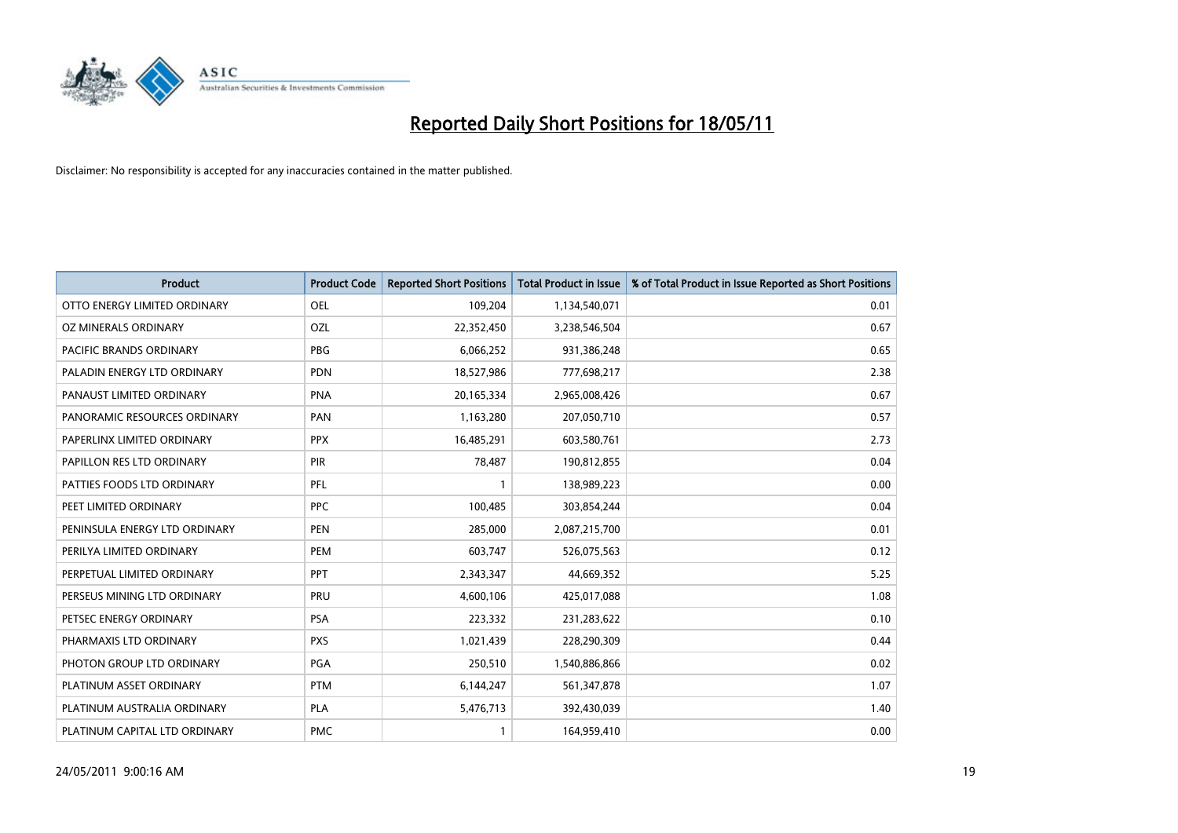# Reported Daily Short Positions for 18/05/11

Disclaimer: No responsibility is accepted for any inaccuracies contained in the matter published.

| Product | Product Code | Reported Short Positions | Total Product in Issue | % of Total Product in Issue Reported as Short Positions |
|---|---|---|---|---|
| OTTO ENERGY LIMITED ORDINARY | OEL | 109,204 | 1,134,540,071 | 0.01 |
| OZ MINERALS ORDINARY | OZL | 22,352,450 | 3,238,546,504 | 0.67 |
| PACIFIC BRANDS ORDINARY | PBG | 6,066,252 | 931,386,248 | 0.65 |
| PALADIN ENERGY LTD ORDINARY | PDN | 18,527,986 | 777,698,217 | 2.38 |
| PANAUST LIMITED ORDINARY | PNA | 20,165,334 | 2,965,008,426 | 0.67 |
| PANORAMIC RESOURCES ORDINARY | PAN | 1,163,280 | 207,050,710 | 0.57 |
| PAPERLINX LIMITED ORDINARY | PPX | 16,485,291 | 603,580,761 | 2.73 |
| PAPILLON RES LTD ORDINARY | PIR | 78,487 | 190,812,855 | 0.04 |
| PATTIES FOODS LTD ORDINARY | PFL | 1 | 138,989,223 | 0.00 |
| PEET LIMITED ORDINARY | PPC | 100,485 | 303,854,244 | 0.04 |
| PENINSULA ENERGY LTD ORDINARY | PEN | 285,000 | 2,087,215,700 | 0.01 |
| PERILYA LIMITED ORDINARY | PEM | 603,747 | 526,075,563 | 0.12 |
| PERPETUAL LIMITED ORDINARY | PPT | 2,343,347 | 44,669,352 | 5.25 |
| PERSEUS MINING LTD ORDINARY | PRU | 4,600,106 | 425,017,088 | 1.08 |
| PETSEC ENERGY ORDINARY | PSA | 223,332 | 231,283,622 | 0.10 |
| PHARMAXIS LTD ORDINARY | PXS | 1,021,439 | 228,290,309 | 0.44 |
| PHOTON GROUP LTD ORDINARY | PGA | 250,510 | 1,540,886,866 | 0.02 |
| PLATINUM ASSET ORDINARY | PTM | 6,144,247 | 561,347,878 | 1.07 |
| PLATINUM AUSTRALIA ORDINARY | PLA | 5,476,713 | 392,430,039 | 1.40 |
| PLATINUM CAPITAL LTD ORDINARY | PMC | 1 | 164,959,410 | 0.00 |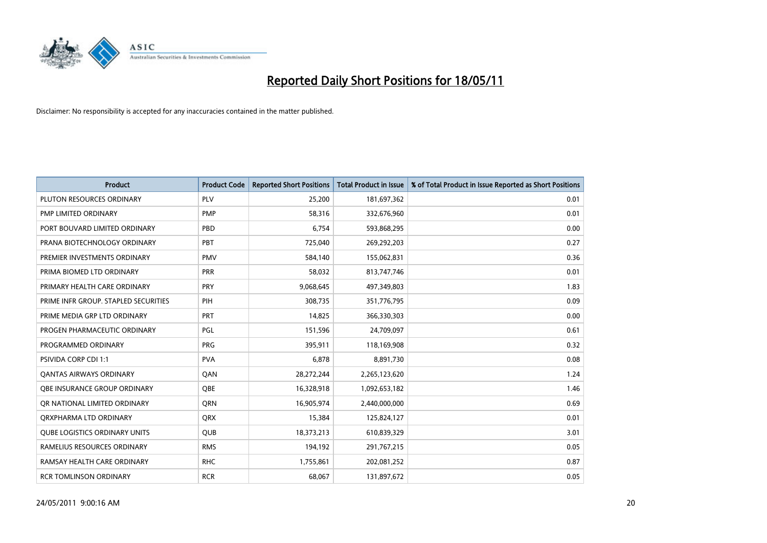# Reported Daily Short Positions for 18/05/11

Disclaimer: No responsibility is accepted for any inaccuracies contained in the matter published.

| Product | Product Code | Reported Short Positions | Total Product in Issue | % of Total Product in Issue Reported as Short Positions |
|---|---|---|---|---|
| PLUTON RESOURCES ORDINARY | PLV | 25,200 | 181,697,362 | 0.01 |
| PMP LIMITED ORDINARY | PMP | 58,316 | 332,676,960 | 0.01 |
| PORT BOUVARD LIMITED ORDINARY | PBD | 6,754 | 593,868,295 | 0.00 |
| PRANA BIOTECHNOLOGY ORDINARY | PBT | 725,040 | 269,292,203 | 0.27 |
| PREMIER INVESTMENTS ORDINARY | PMV | 584,140 | 155,062,831 | 0.36 |
| PRIMA BIOMED LTD ORDINARY | PRR | 58,032 | 813,747,746 | 0.01 |
| PRIMARY HEALTH CARE ORDINARY | PRY | 9,068,645 | 497,349,803 | 1.83 |
| PRIME INFR GROUP. STAPLED SECURITIES | PIH | 308,735 | 351,776,795 | 0.09 |
| PRIME MEDIA GRP LTD ORDINARY | PRT | 14,825 | 366,330,303 | 0.00 |
| PROGEN PHARMACEUTIC ORDINARY | PGL | 151,596 | 24,709,097 | 0.61 |
| PROGRAMMED ORDINARY | PRG | 395,911 | 118,169,908 | 0.32 |
| PSIVIDA CORP CDI 1:1 | PVA | 6,878 | 8,891,730 | 0.08 |
| QANTAS AIRWAYS ORDINARY | QAN | 28,272,244 | 2,265,123,620 | 1.24 |
| QBE INSURANCE GROUP ORDINARY | QBE | 16,328,918 | 1,092,653,182 | 1.46 |
| QR NATIONAL LIMITED ORDINARY | QRN | 16,905,974 | 2,440,000,000 | 0.69 |
| QRXPHARMA LTD ORDINARY | QRX | 15,384 | 125,824,127 | 0.01 |
| QUBE LOGISTICS ORDINARY UNITS | QUB | 18,373,213 | 610,839,329 | 3.01 |
| RAMELIUS RESOURCES ORDINARY | RMS | 194,192 | 291,767,215 | 0.05 |
| RAMSAY HEALTH CARE ORDINARY | RHC | 1,755,861 | 202,081,252 | 0.87 |
| RCR TOMLINSON ORDINARY | RCR | 68,067 | 131,897,672 | 0.05 |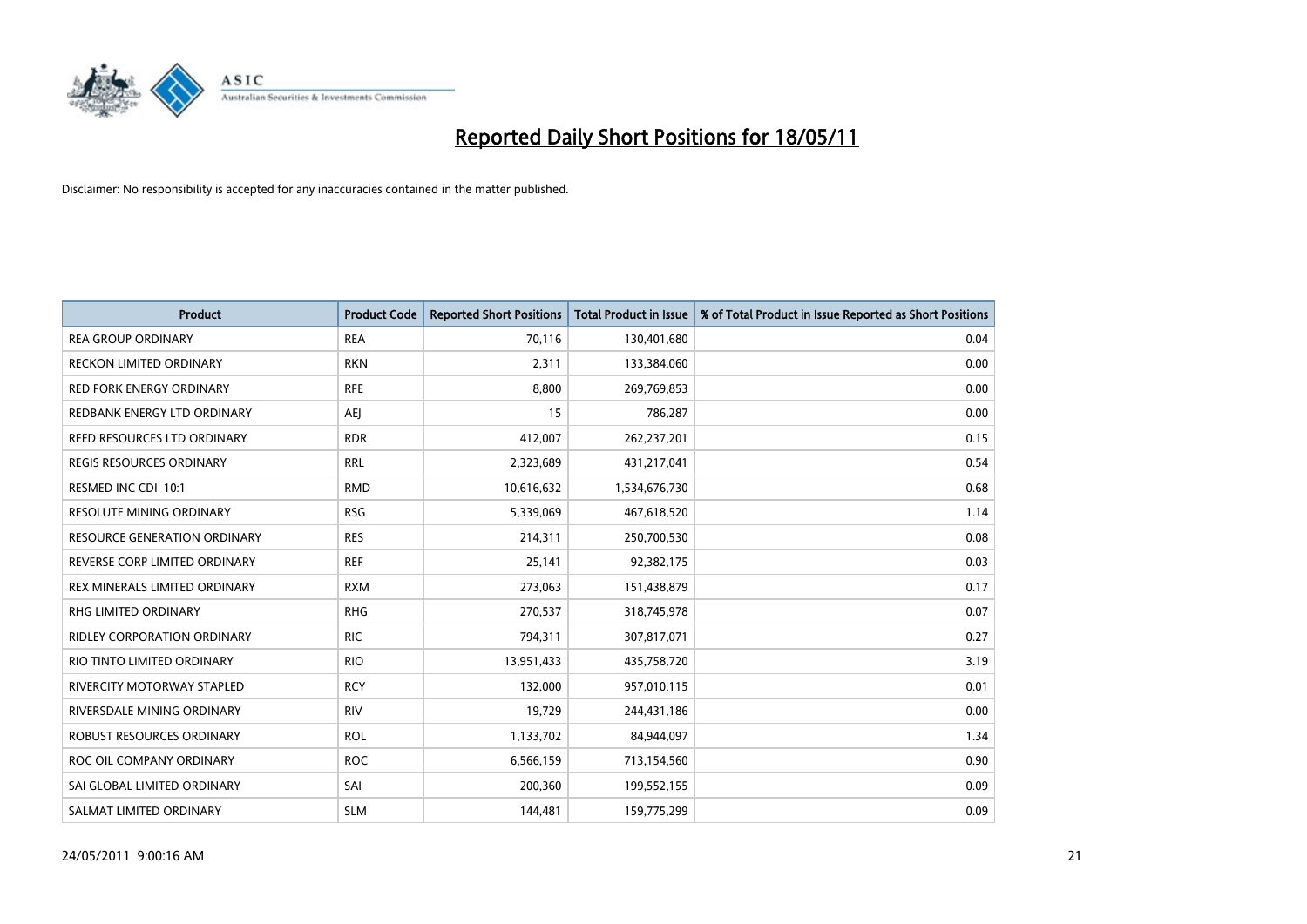# Reported Daily Short Positions for 18/05/11

Disclaimer: No responsibility is accepted for any inaccuracies contained in the matter published.

| Product | Product Code | Reported Short Positions | Total Product in Issue | % of Total Product in Issue Reported as Short Positions |
|---|---|---|---|---|
| REA GROUP ORDINARY | REA | 70,116 | 130,401,680 | 0.04 |
| RECKON LIMITED ORDINARY | RKN | 2,311 | 133,384,060 | 0.00 |
| RED FORK ENERGY ORDINARY | RFE | 8,800 | 269,769,853 | 0.00 |
| REDBANK ENERGY LTD ORDINARY | AEJ | 15 | 786,287 | 0.00 |
| REED RESOURCES LTD ORDINARY | RDR | 412,007 | 262,237,201 | 0.15 |
| REGIS RESOURCES ORDINARY | RRL | 2,323,689 | 431,217,041 | 0.54 |
| RESMED INC CDI 10:1 | RMD | 10,616,632 | 1,534,676,730 | 0.68 |
| RESOLUTE MINING ORDINARY | RSG | 5,339,069 | 467,618,520 | 1.14 |
| RESOURCE GENERATION ORDINARY | RES | 214,311 | 250,700,530 | 0.08 |
| REVERSE CORP LIMITED ORDINARY | REF | 25,141 | 92,382,175 | 0.03 |
| REX MINERALS LIMITED ORDINARY | RXM | 273,063 | 151,438,879 | 0.17 |
| RHG LIMITED ORDINARY | RHG | 270,537 | 318,745,978 | 0.07 |
| RIDLEY CORPORATION ORDINARY | RIC | 794,311 | 307,817,071 | 0.27 |
| RIO TINTO LIMITED ORDINARY | RIO | 13,951,433 | 435,758,720 | 3.19 |
| RIVERCITY MOTORWAY STAPLED | RCY | 132,000 | 957,010,115 | 0.01 |
| RIVERSDALE MINING ORDINARY | RIV | 19,729 | 244,431,186 | 0.00 |
| ROBUST RESOURCES ORDINARY | ROL | 1,133,702 | 84,944,097 | 1.34 |
| ROC OIL COMPANY ORDINARY | ROC | 6,566,159 | 713,154,560 | 0.90 |
| SAI GLOBAL LIMITED ORDINARY | SAI | 200,360 | 199,552,155 | 0.09 |
| SALMAT LIMITED ORDINARY | SLM | 144,481 | 159,775,299 | 0.09 |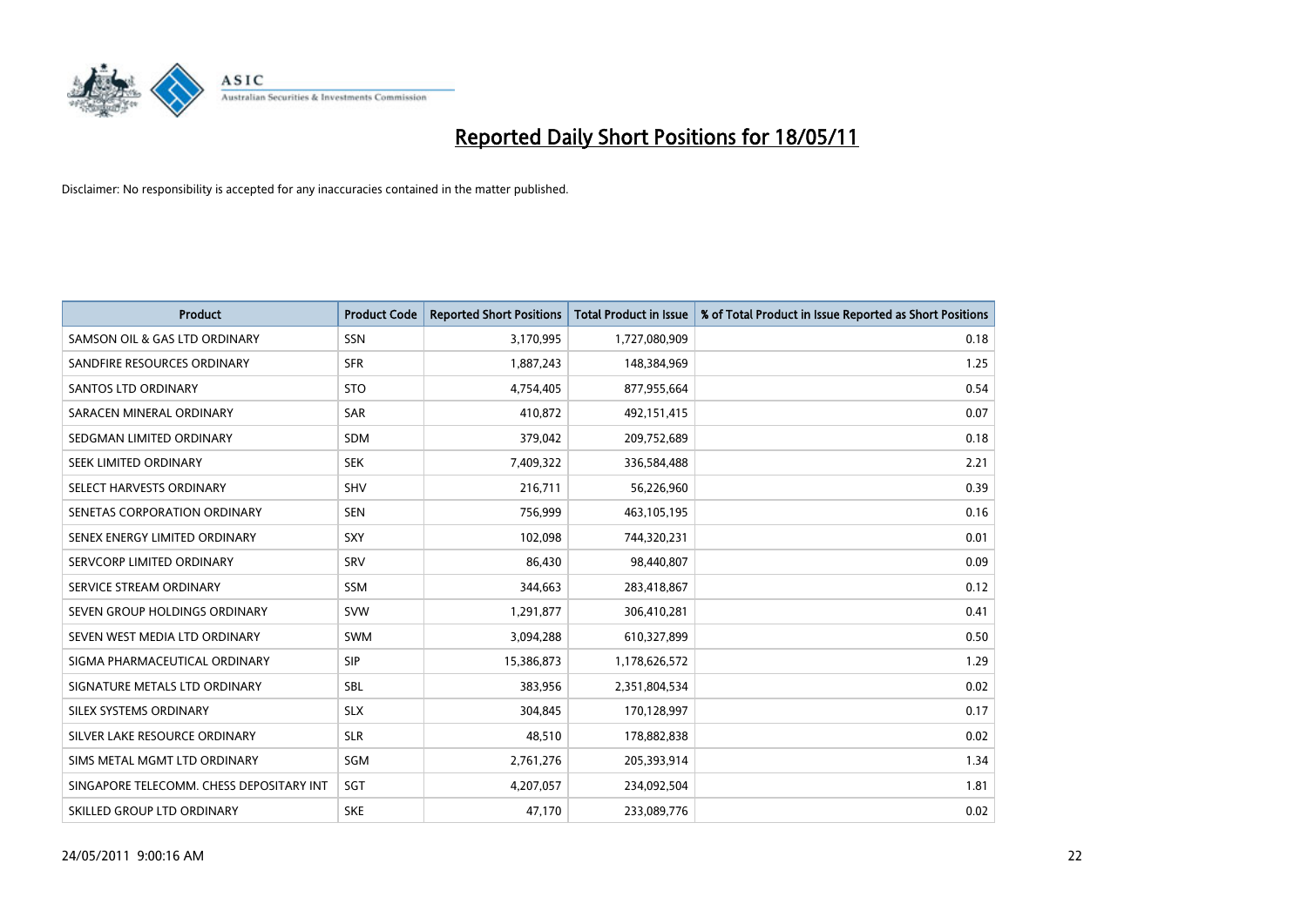# Reported Daily Short Positions for 18/05/11

Disclaimer: No responsibility is accepted for any inaccuracies contained in the matter published.

| Product | Product Code | Reported Short Positions | Total Product in Issue | % of Total Product in Issue Reported as Short Positions |
|---|---|---|---|---|
| SAMSON OIL & GAS LTD ORDINARY | SSN | 3,170,995 | 1,727,080,909 | 0.18 |
| SANDFIRE RESOURCES ORDINARY | SFR | 1,887,243 | 148,384,969 | 1.25 |
| SANTOS LTD ORDINARY | STO | 4,754,405 | 877,955,664 | 0.54 |
| SARACEN MINERAL ORDINARY | SAR | 410,872 | 492,151,415 | 0.07 |
| SEDGMAN LIMITED ORDINARY | SDM | 379,042 | 209,752,689 | 0.18 |
| SEEK LIMITED ORDINARY | SEK | 7,409,322 | 336,584,488 | 2.21 |
| SELECT HARVESTS ORDINARY | SHV | 216,711 | 56,226,960 | 0.39 |
| SENETAS CORPORATION ORDINARY | SEN | 756,999 | 463,105,195 | 0.16 |
| SENEX ENERGY LIMITED ORDINARY | SXY | 102,098 | 744,320,231 | 0.01 |
| SERVCORP LIMITED ORDINARY | SRV | 86,430 | 98,440,807 | 0.09 |
| SERVICE STREAM ORDINARY | SSM | 344,663 | 283,418,867 | 0.12 |
| SEVEN GROUP HOLDINGS ORDINARY | SVW | 1,291,877 | 306,410,281 | 0.41 |
| SEVEN WEST MEDIA LTD ORDINARY | SWM | 3,094,288 | 610,327,899 | 0.50 |
| SIGMA PHARMACEUTICAL ORDINARY | SIP | 15,386,873 | 1,178,626,572 | 1.29 |
| SIGNATURE METALS LTD ORDINARY | SBL | 383,956 | 2,351,804,534 | 0.02 |
| SILEX SYSTEMS ORDINARY | SLX | 304,845 | 170,128,997 | 0.17 |
| SILVER LAKE RESOURCE ORDINARY | SLR | 48,510 | 178,882,838 | 0.02 |
| SIMS METAL MGMT LTD ORDINARY | SGM | 2,761,276 | 205,393,914 | 1.34 |
| SINGAPORE TELECOMM. CHESS DEPOSITARY INT | SGT | 4,207,057 | 234,092,504 | 1.81 |
| SKILLED GROUP LTD ORDINARY | SKE | 47,170 | 233,089,776 | 0.02 |

24/05/2011 9:00:16 AM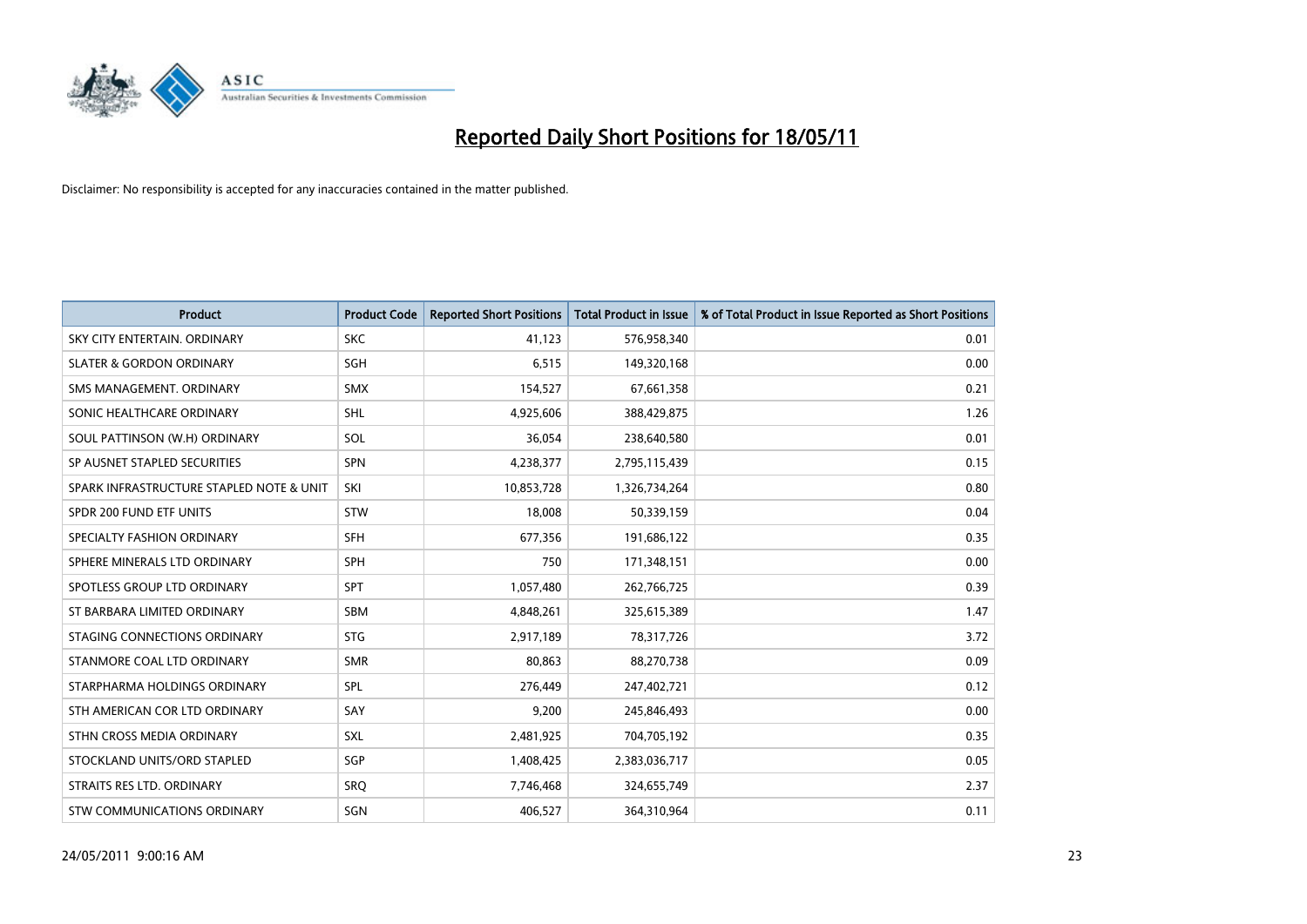# Reported Daily Short Positions for 18/05/11

Disclaimer: No responsibility is accepted for any inaccuracies contained in the matter published.

| Product | Product Code | Reported Short Positions | Total Product in Issue | % of Total Product in Issue Reported as Short Positions |
|---|---|---|---|---|
| SKY CITY ENTERTAIN. ORDINARY | SKC | 41,123 | 576,958,340 | 0.01 |
| SLATER & GORDON ORDINARY | SGH | 6,515 | 149,320,168 | 0.00 |
| SMS MANAGEMENT. ORDINARY | SMX | 154,527 | 67,661,358 | 0.21 |
| SONIC HEALTHCARE ORDINARY | SHL | 4,925,606 | 388,429,875 | 1.26 |
| SOUL PATTINSON (W.H) ORDINARY | SOL | 36,054 | 238,640,580 | 0.01 |
| SP AUSNET STAPLED SECURITIES | SPN | 4,238,377 | 2,795,115,439 | 0.15 |
| SPARK INFRASTRUCTURE STAPLED NOTE & UNIT | SKI | 10,853,728 | 1,326,734,264 | 0.80 |
| SPDR 200 FUND ETF UNITS | STW | 18,008 | 50,339,159 | 0.04 |
| SPECIALTY FASHION ORDINARY | SFH | 677,356 | 191,686,122 | 0.35 |
| SPHERE MINERALS LTD ORDINARY | SPH | 750 | 171,348,151 | 0.00 |
| SPOTLESS GROUP LTD ORDINARY | SPT | 1,057,480 | 262,766,725 | 0.39 |
| ST BARBARA LIMITED ORDINARY | SBM | 4,848,261 | 325,615,389 | 1.47 |
| STAGING CONNECTIONS ORDINARY | STG | 2,917,189 | 78,317,726 | 3.72 |
| STANMORE COAL LTD ORDINARY | SMR | 80,863 | 88,270,738 | 0.09 |
| STARPHARMA HOLDINGS ORDINARY | SPL | 276,449 | 247,402,721 | 0.12 |
| STH AMERICAN COR LTD ORDINARY | SAY | 9,200 | 245,846,493 | 0.00 |
| STHN CROSS MEDIA ORDINARY | SXL | 2,481,925 | 704,705,192 | 0.35 |
| STOCKLAND UNITS/ORD STAPLED | SGP | 1,408,425 | 2,383,036,717 | 0.05 |
| STRAITS RES LTD. ORDINARY | SRQ | 7,746,468 | 324,655,749 | 2.37 |
| STW COMMUNICATIONS ORDINARY | SGN | 406,527 | 364,310,964 | 0.11 |

24/05/2011 9:00:16 AM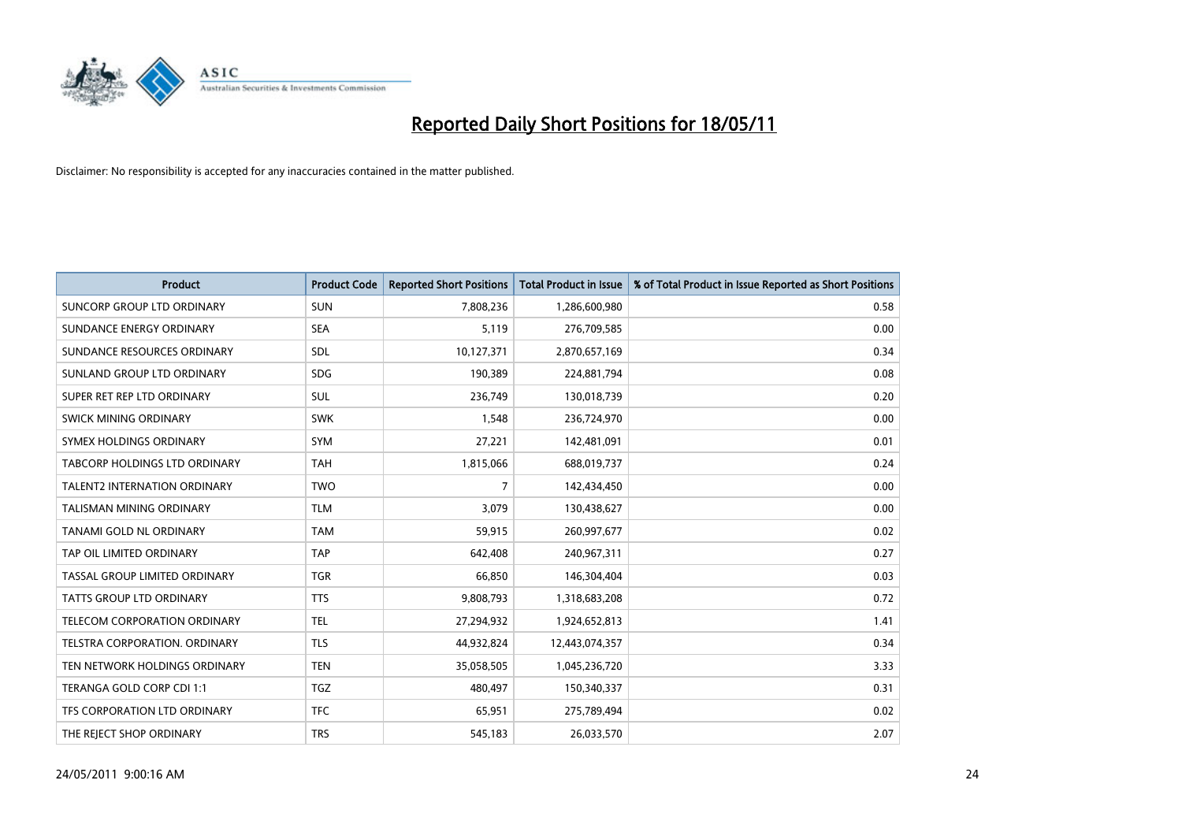# Reported Daily Short Positions for 18/05/11

Disclaimer: No responsibility is accepted for any inaccuracies contained in the matter published.

| Product | Product Code | Reported Short Positions | Total Product in Issue | % of Total Product in Issue Reported as Short Positions |
|---|---|---|---|---|
| SUNCORP GROUP LTD ORDINARY | SUN | 7,808,236 | 1,286,600,980 | 0.58 |
| SUNDANCE ENERGY ORDINARY | SEA | 5,119 | 276,709,585 | 0.00 |
| SUNDANCE RESOURCES ORDINARY | SDL | 10,127,371 | 2,870,657,169 | 0.34 |
| SUNLAND GROUP LTD ORDINARY | SDG | 190,389 | 224,881,794 | 0.08 |
| SUPER RET REP LTD ORDINARY | SUL | 236,749 | 130,018,739 | 0.20 |
| SWICK MINING ORDINARY | SWK | 1,548 | 236,724,970 | 0.00 |
| SYMEX HOLDINGS ORDINARY | SYM | 27,221 | 142,481,091 | 0.01 |
| TABCORP HOLDINGS LTD ORDINARY | TAH | 1,815,066 | 688,019,737 | 0.24 |
| TALENT2 INTERNATION ORDINARY | TWO | 7 | 142,434,450 | 0.00 |
| TALISMAN MINING ORDINARY | TLM | 3,079 | 130,438,627 | 0.00 |
| TANAMI GOLD NL ORDINARY | TAM | 59,915 | 260,997,677 | 0.02 |
| TAP OIL LIMITED ORDINARY | TAP | 642,408 | 240,967,311 | 0.27 |
| TASSAL GROUP LIMITED ORDINARY | TGR | 66,850 | 146,304,404 | 0.03 |
| TATTS GROUP LTD ORDINARY | TTS | 9,808,793 | 1,318,683,208 | 0.72 |
| TELECOM CORPORATION ORDINARY | TEL | 27,294,932 | 1,924,652,813 | 1.41 |
| TELSTRA CORPORATION. ORDINARY | TLS | 44,932,824 | 12,443,074,357 | 0.34 |
| TEN NETWORK HOLDINGS ORDINARY | TEN | 35,058,505 | 1,045,236,720 | 3.33 |
| TERANGA GOLD CORP CDI 1:1 | TGZ | 480,497 | 150,340,337 | 0.31 |
| TFS CORPORATION LTD ORDINARY | TFC | 65,951 | 275,789,494 | 0.02 |
| THE REJECT SHOP ORDINARY | TRS | 545,183 | 26,033,570 | 2.07 |

24/05/2011 9:00:16 AM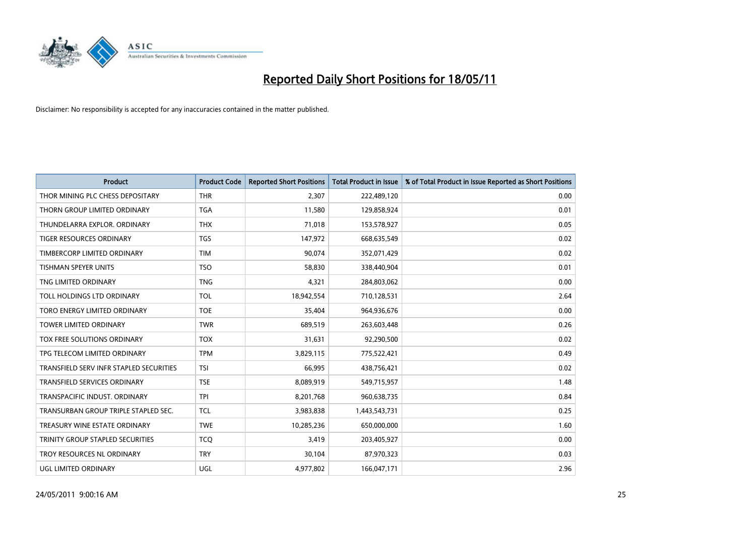# Reported Daily Short Positions for 18/05/11

Disclaimer: No responsibility is accepted for any inaccuracies contained in the matter published.

| Product | Product Code | Reported Short Positions | Total Product in Issue | % of Total Product in Issue Reported as Short Positions |
|---|---|---|---|---|
| THOR MINING PLC CHESS DEPOSITARY | THR | 2,307 | 222,489,120 | 0.00 |
| THORN GROUP LIMITED ORDINARY | TGA | 11,580 | 129,858,924 | 0.01 |
| THUNDELARRA EXPLOR. ORDINARY | THX | 71,018 | 153,578,927 | 0.05 |
| TIGER RESOURCES ORDINARY | TGS | 147,972 | 668,635,549 | 0.02 |
| TIMBERCORP LIMITED ORDINARY | TIM | 90,074 | 352,071,429 | 0.02 |
| TISHMAN SPEYER UNITS | TSO | 58,830 | 338,440,904 | 0.01 |
| TNG LIMITED ORDINARY | TNG | 4,321 | 284,803,062 | 0.00 |
| TOLL HOLDINGS LTD ORDINARY | TOL | 18,942,554 | 710,128,531 | 2.64 |
| TORO ENERGY LIMITED ORDINARY | TOE | 35,404 | 964,936,676 | 0.00 |
| TOWER LIMITED ORDINARY | TWR | 689,519 | 263,603,448 | 0.26 |
| TOX FREE SOLUTIONS ORDINARY | TOX | 31,631 | 92,290,500 | 0.02 |
| TPG TELECOM LIMITED ORDINARY | TPM | 3,829,115 | 775,522,421 | 0.49 |
| TRANSFIELD SERV INFR STAPLED SECURITIES | TSI | 66,995 | 438,756,421 | 0.02 |
| TRANSFIELD SERVICES ORDINARY | TSE | 8,089,919 | 549,715,957 | 1.48 |
| TRANSPACIFIC INDUST. ORDINARY | TPI | 8,201,768 | 960,638,735 | 0.84 |
| TRANSURBAN GROUP TRIPLE STAPLED SEC. | TCL | 3,983,838 | 1,443,543,731 | 0.25 |
| TREASURY WINE ESTATE ORDINARY | TWE | 10,285,236 | 650,000,000 | 1.60 |
| TRINITY GROUP STAPLED SECURITIES | TCQ | 3,419 | 203,405,927 | 0.00 |
| TROY RESOURCES NL ORDINARY | TRY | 30,104 | 87,970,323 | 0.03 |
| UGL LIMITED ORDINARY | UGL | 4,977,802 | 166,047,171 | 2.96 |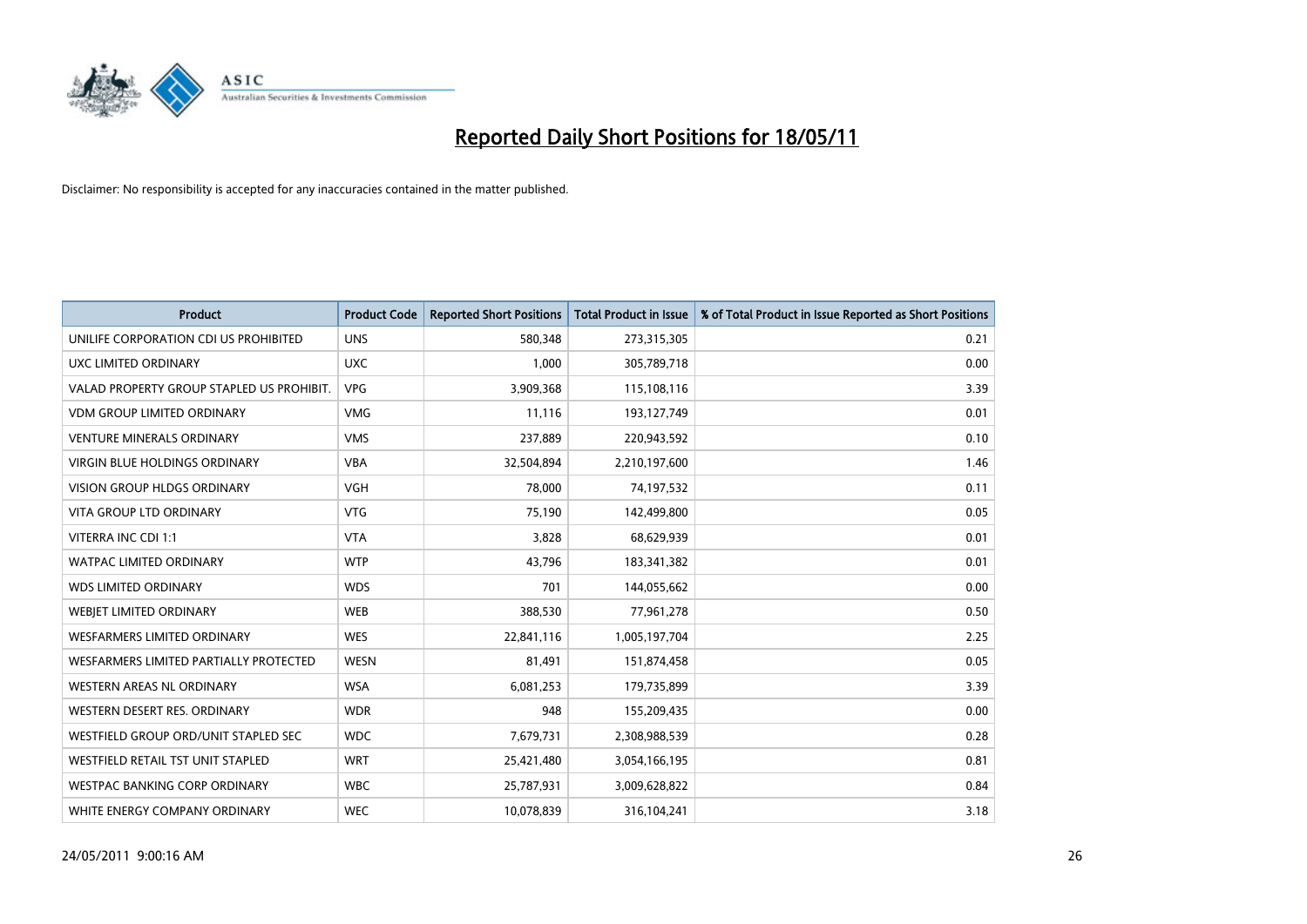# Reported Daily Short Positions for 18/05/11

Disclaimer: No responsibility is accepted for any inaccuracies contained in the matter published.

| Product | Product Code | Reported Short Positions | Total Product in Issue | % of Total Product in Issue Reported as Short Positions |
|---|---|---|---|---|
| UNILIFE CORPORATION CDI US PROHIBITED | UNS | 580,348 | 273,315,305 | 0.21 |
| UXC LIMITED ORDINARY | UXC | 1,000 | 305,789,718 | 0.00 |
| VALAD PROPERTY GROUP STAPLED US PROHIBIT. | VPG | 3,909,368 | 115,108,116 | 3.39 |
| VDM GROUP LIMITED ORDINARY | VMG | 11,116 | 193,127,749 | 0.01 |
| VENTURE MINERALS ORDINARY | VMS | 237,889 | 220,943,592 | 0.10 |
| VIRGIN BLUE HOLDINGS ORDINARY | VBA | 32,504,894 | 2,210,197,600 | 1.46 |
| VISION GROUP HLDGS ORDINARY | VGH | 78,000 | 74,197,532 | 0.11 |
| VITA GROUP LTD ORDINARY | VTG | 75,190 | 142,499,800 | 0.05 |
| VITERRA INC CDI 1:1 | VTA | 3,828 | 68,629,939 | 0.01 |
| WATPAC LIMITED ORDINARY | WTP | 43,796 | 183,341,382 | 0.01 |
| WDS LIMITED ORDINARY | WDS | 701 | 144,055,662 | 0.00 |
| WEBJET LIMITED ORDINARY | WEB | 388,530 | 77,961,278 | 0.50 |
| WESFARMERS LIMITED ORDINARY | WES | 22,841,116 | 1,005,197,704 | 2.25 |
| WESFARMERS LIMITED PARTIALLY PROTECTED | WESN | 81,491 | 151,874,458 | 0.05 |
| WESTERN AREAS NL ORDINARY | WSA | 6,081,253 | 179,735,899 | 3.39 |
| WESTERN DESERT RES. ORDINARY | WDR | 948 | 155,209,435 | 0.00 |
| WESTFIELD GROUP ORD/UNIT STAPLED SEC | WDC | 7,679,731 | 2,308,988,539 | 0.28 |
| WESTFIELD RETAIL TST UNIT STAPLED | WRT | 25,421,480 | 3,054,166,195 | 0.81 |
| WESTPAC BANKING CORP ORDINARY | WBC | 25,787,931 | 3,009,628,822 | 0.84 |
| WHITE ENERGY COMPANY ORDINARY | WEC | 10,078,839 | 316,104,241 | 3.18 |

24/05/2011 9:00:16 AM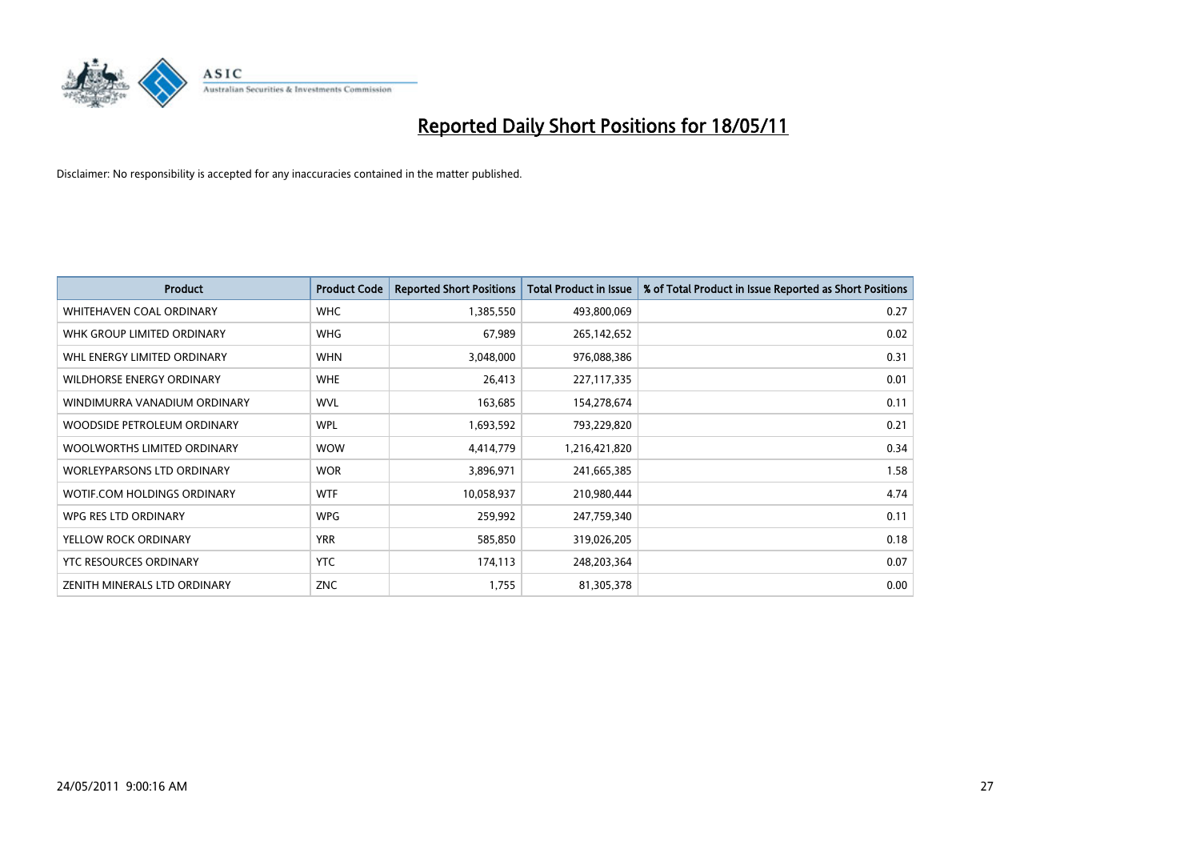# Reported Daily Short Positions for 18/05/11

Disclaimer: No responsibility is accepted for any inaccuracies contained in the matter published.

| Product | Product Code | Reported Short Positions | Total Product in Issue | % of Total Product in Issue Reported as Short Positions |
|---|---|---|---|---|
| WHITEHAVEN COAL ORDINARY | WHC | 1,385,550 | 493,800,069 | 0.27 |
| WHK GROUP LIMITED ORDINARY | WHG | 67,989 | 265,142,652 | 0.02 |
| WHL ENERGY LIMITED ORDINARY | WHN | 3,048,000 | 976,088,386 | 0.31 |
| WILDHORSE ENERGY ORDINARY | WHE | 26,413 | 227,117,335 | 0.01 |
| WINDIMURRA VANADIUM ORDINARY | WVL | 163,685 | 154,278,674 | 0.11 |
| WOODSIDE PETROLEUM ORDINARY | WPL | 1,693,592 | 793,229,820 | 0.21 |
| WOOLWORTHS LIMITED ORDINARY | WOW | 4,414,779 | 1,216,421,820 | 0.34 |
| WORLEYPARSONS LTD ORDINARY | WOR | 3,896,971 | 241,665,385 | 1.58 |
| WOTIF.COM HOLDINGS ORDINARY | WTF | 10,058,937 | 210,980,444 | 4.74 |
| WPG RES LTD ORDINARY | WPG | 259,992 | 247,759,340 | 0.11 |
| YELLOW ROCK ORDINARY | YRR | 585,850 | 319,026,205 | 0.18 |
| YTC RESOURCES ORDINARY | YTC | 174,113 | 248,203,364 | 0.07 |
| ZENITH MINERALS LTD ORDINARY | ZNC | 1,755 | 81,305,378 | 0.00 |